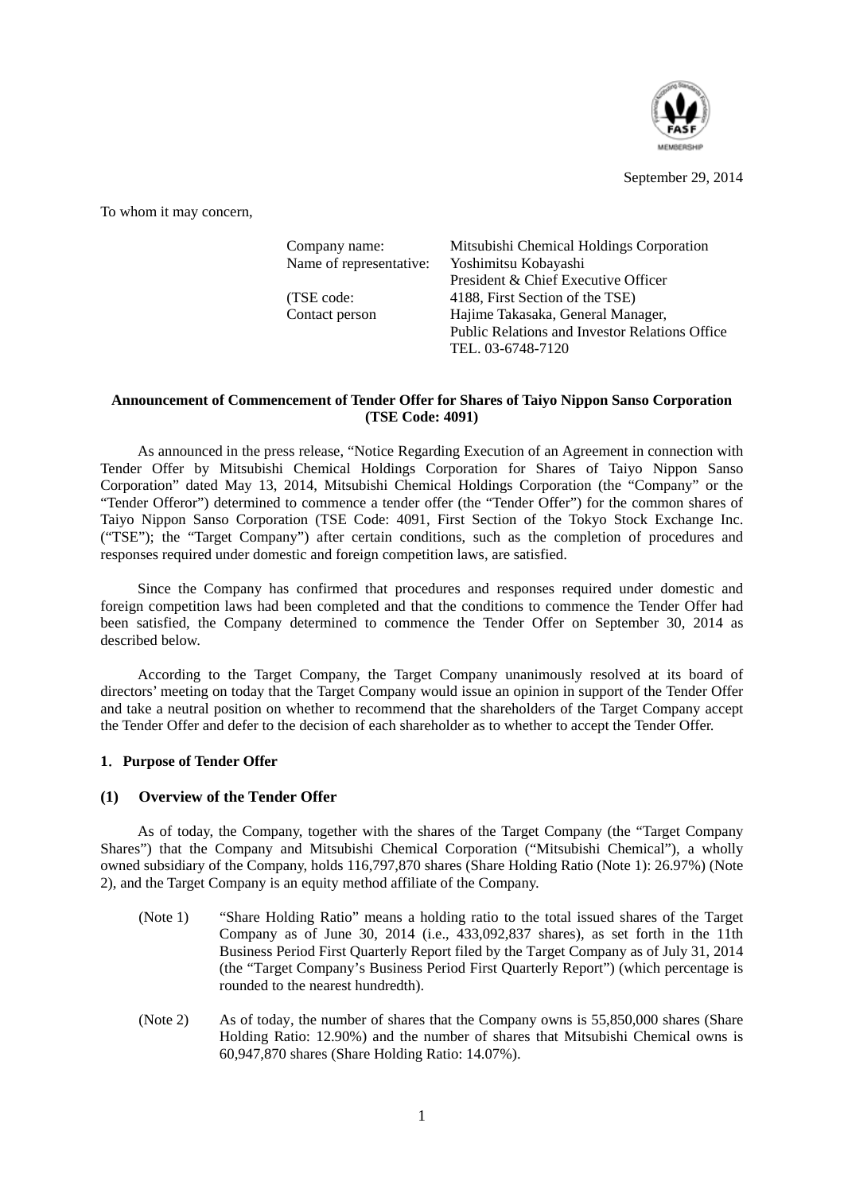September 29, 2014

To whom it may concern,

| | |
|---|---|
| Company name: | Mitsubishi Chemical Holdings Corporation |
| Name of representative: | Yoshimitsu Kobayashi |
| | President & Chief Executive Officer |
| (TSE code: | 4188, First Section of the TSE) |
| Contact person | Hajime Takasaka, General Manager, |
| | Public Relations and Investor Relations Office |
| | TEL. 03-6748-7120 |

**Announcement of Commencement of Tender Offer for Shares of Taiyo Nippon Sanso Corporation (TSE Code: 4091)**

As announced in the press release, "Notice Regarding Execution of an Agreement in connection with Tender Offer by Mitsubishi Chemical Holdings Corporation for Shares of Taiyo Nippon Sanso Corporation" dated May 13, 2014, Mitsubishi Chemical Holdings Corporation (the "Company" or the "Tender Offeror") determined to commence a tender offer (the "Tender Offer") for the common shares of Taiyo Nippon Sanso Corporation (TSE Code: 4091, First Section of the Tokyo Stock Exchange Inc. ("TSE"); the "Target Company") after certain conditions, such as the completion of procedures and responses required under domestic and foreign competition laws, are satisfied.

Since the Company has confirmed that procedures and responses required under domestic and foreign competition laws had been completed and that the conditions to commence the Tender Offer had been satisfied, the Company determined to commence the Tender Offer on September 30, 2014 as described below.

According to the Target Company, the Target Company unanimously resolved at its board of directors' meeting on today that the Target Company would issue an opinion in support of the Tender Offer and take a neutral position on whether to recommend that the shareholders of the Target Company accept the Tender Offer and defer to the decision of each shareholder as to whether to accept the Tender Offer.

## 1. Purpose of Tender Offer

### (1) Overview of the Tender Offer

As of today, the Company, together with the shares of the Target Company (the "Target Company Shares") that the Company and Mitsubishi Chemical Corporation ("Mitsubishi Chemical"), a wholly owned subsidiary of the Company, holds 116,797,870 shares (Share Holding Ratio (Note 1): 26.97%) (Note 2), and the Target Company is an equity method affiliate of the Company.

(Note 1) "Share Holding Ratio" means a holding ratio to the total issued shares of the Target Company as of June 30, 2014 (i.e., 433,092,837 shares), as set forth in the 11th Business Period First Quarterly Report filed by the Target Company as of July 31, 2014 (the "Target Company's Business Period First Quarterly Report") (which percentage is rounded to the nearest hundredth).

(Note 2) As of today, the number of shares that the Company owns is 55,850,000 shares (Share Holding Ratio: 12.90%) and the number of shares that Mitsubishi Chemical owns is 60,947,870 shares (Share Holding Ratio: 14.07%).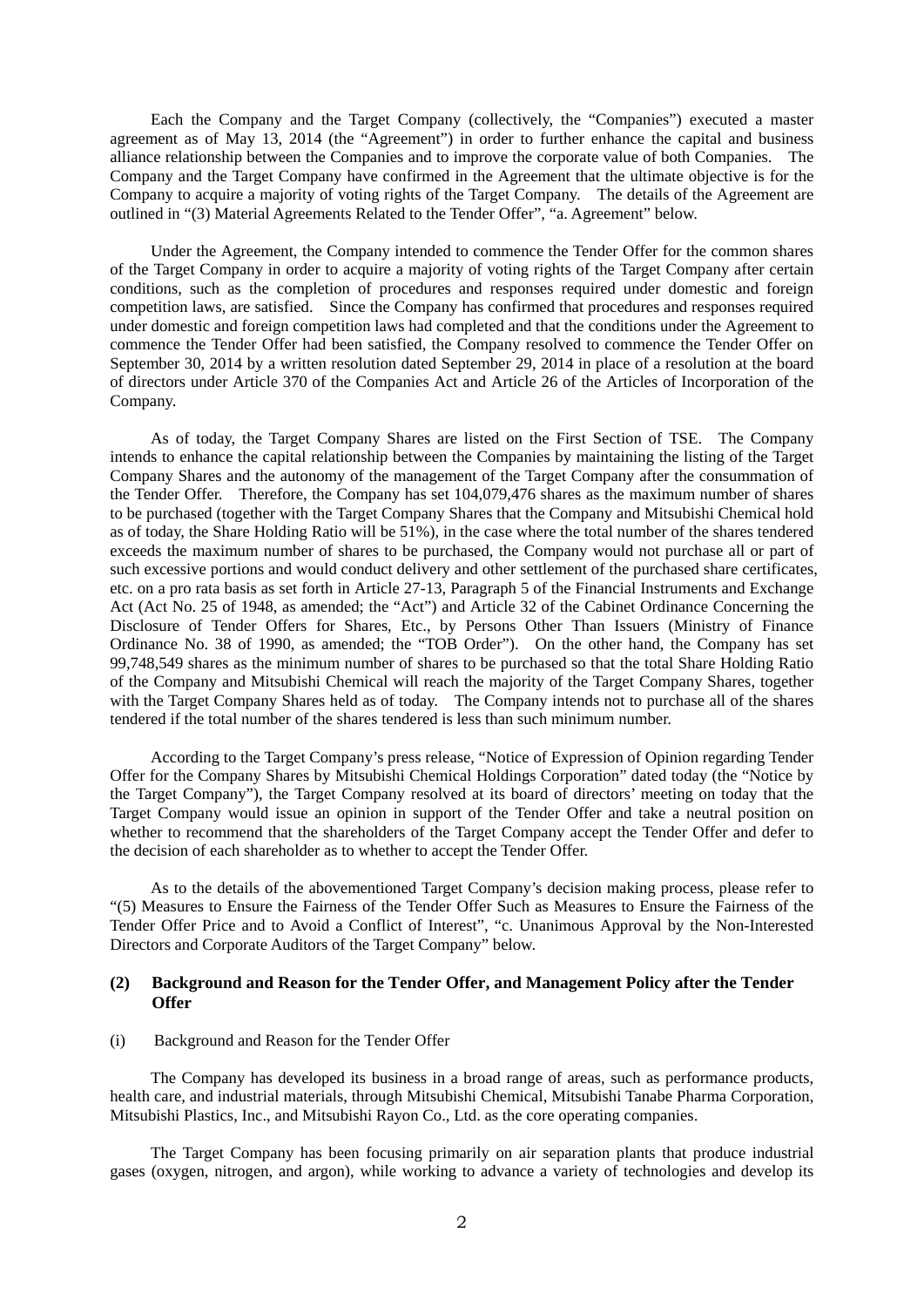Each the Company and the Target Company (collectively, the "Companies") executed a master agreement as of May 13, 2014 (the "Agreement") in order to further enhance the capital and business alliance relationship between the Companies and to improve the corporate value of both Companies. The Company and the Target Company have confirmed in the Agreement that the ultimate objective is for the Company to acquire a majority of voting rights of the Target Company. The details of the Agreement are outlined in "(3) Material Agreements Related to the Tender Offer", "a. Agreement" below.

Under the Agreement, the Company intended to commence the Tender Offer for the common shares of the Target Company in order to acquire a majority of voting rights of the Target Company after certain conditions, such as the completion of procedures and responses required under domestic and foreign competition laws, are satisfied. Since the Company has confirmed that procedures and responses required under domestic and foreign competition laws had completed and that the conditions under the Agreement to commence the Tender Offer had been satisfied, the Company resolved to commence the Tender Offer on September 30, 2014 by a written resolution dated September 29, 2014 in place of a resolution at the board of directors under Article 370 of the Companies Act and Article 26 of the Articles of Incorporation of the Company.

As of today, the Target Company Shares are listed on the First Section of TSE. The Company intends to enhance the capital relationship between the Companies by maintaining the listing of the Target Company Shares and the autonomy of the management of the Target Company after the consummation of the Tender Offer. Therefore, the Company has set 104,079,476 shares as the maximum number of shares to be purchased (together with the Target Company Shares that the Company and Mitsubishi Chemical hold as of today, the Share Holding Ratio will be 51%), in the case where the total number of the shares tendered exceeds the maximum number of shares to be purchased, the Company would not purchase all or part of such excessive portions and would conduct delivery and other settlement of the purchased share certificates, etc. on a pro rata basis as set forth in Article 27-13, Paragraph 5 of the Financial Instruments and Exchange Act (Act No. 25 of 1948, as amended; the "Act") and Article 32 of the Cabinet Ordinance Concerning the Disclosure of Tender Offers for Shares, Etc., by Persons Other Than Issuers (Ministry of Finance Ordinance No. 38 of 1990, as amended; the "TOB Order"). On the other hand, the Company has set 99,748,549 shares as the minimum number of shares to be purchased so that the total Share Holding Ratio of the Company and Mitsubishi Chemical will reach the majority of the Target Company Shares, together with the Target Company Shares held as of today. The Company intends not to purchase all of the shares tendered if the total number of the shares tendered is less than such minimum number.

According to the Target Company's press release, "Notice of Expression of Opinion regarding Tender Offer for the Company Shares by Mitsubishi Chemical Holdings Corporation" dated today (the "Notice by the Target Company"), the Target Company resolved at its board of directors' meeting on today that the Target Company would issue an opinion in support of the Tender Offer and take a neutral position on whether to recommend that the shareholders of the Target Company accept the Tender Offer and defer to the decision of each shareholder as to whether to accept the Tender Offer.

As to the details of the abovementioned Target Company's decision making process, please refer to "(5) Measures to Ensure the Fairness of the Tender Offer Such as Measures to Ensure the Fairness of the Tender Offer Price and to Avoid a Conflict of Interest", "c. Unanimous Approval by the Non-Interested Directors and Corporate Auditors of the Target Company" below.

### (2) Background and Reason for the Tender Offer, and Management Policy after the Tender Offer

(i) Background and Reason for the Tender Offer

The Company has developed its business in a broad range of areas, such as performance products, health care, and industrial materials, through Mitsubishi Chemical, Mitsubishi Tanabe Pharma Corporation, Mitsubishi Plastics, Inc., and Mitsubishi Rayon Co., Ltd. as the core operating companies.

The Target Company has been focusing primarily on air separation plants that produce industrial gases (oxygen, nitrogen, and argon), while working to advance a variety of technologies and develop its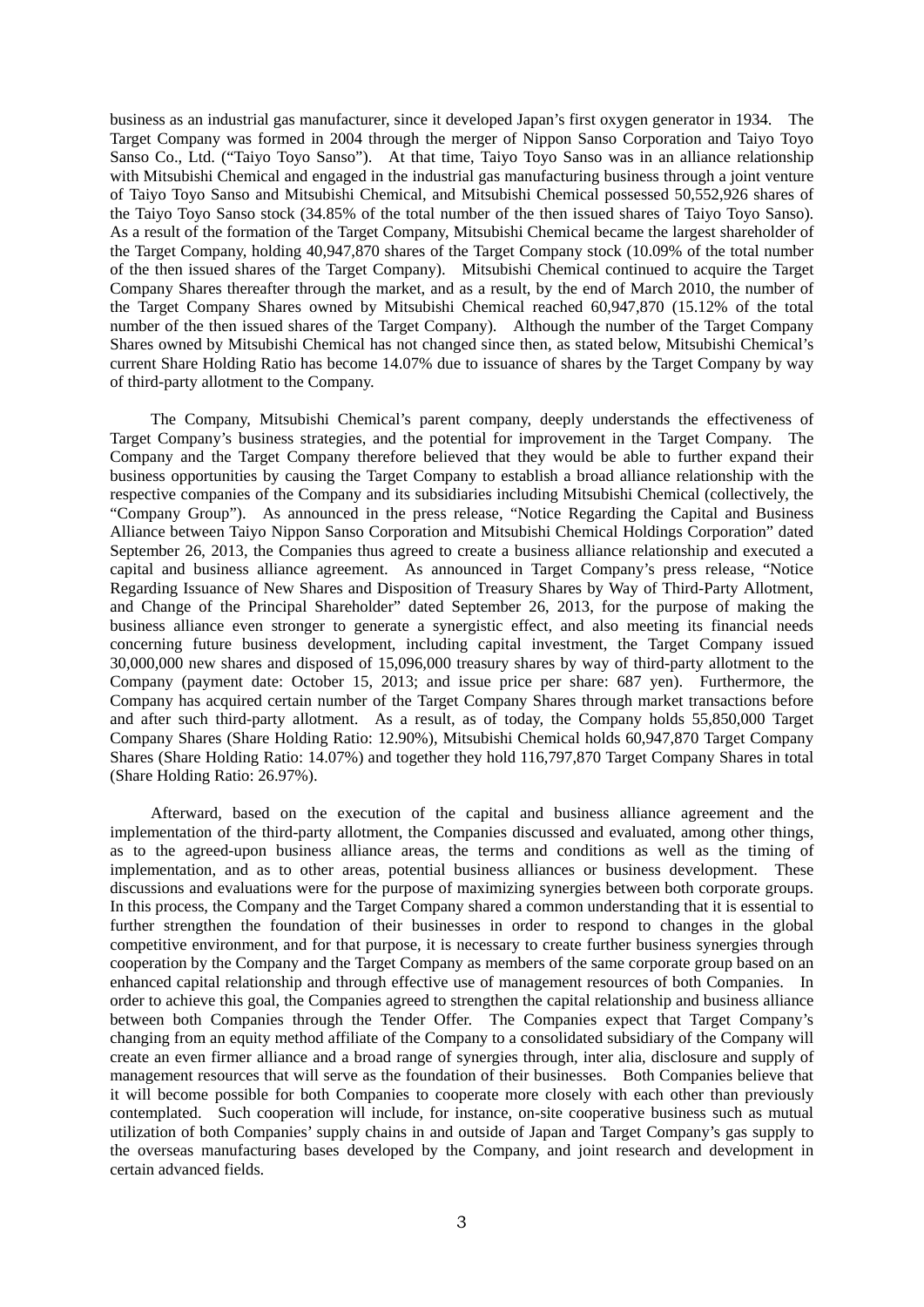business as an industrial gas manufacturer, since it developed Japan's first oxygen generator in 1934. The Target Company was formed in 2004 through the merger of Nippon Sanso Corporation and Taiyo Toyo Sanso Co., Ltd. ("Taiyo Toyo Sanso"). At that time, Taiyo Toyo Sanso was in an alliance relationship with Mitsubishi Chemical and engaged in the industrial gas manufacturing business through a joint venture of Taiyo Toyo Sanso and Mitsubishi Chemical, and Mitsubishi Chemical possessed 50,552,926 shares of the Taiyo Toyo Sanso stock (34.85% of the total number of the then issued shares of Taiyo Toyo Sanso). As a result of the formation of the Target Company, Mitsubishi Chemical became the largest shareholder of the Target Company, holding 40,947,870 shares of the Target Company stock (10.09% of the total number of the then issued shares of the Target Company). Mitsubishi Chemical continued to acquire the Target Company Shares thereafter through the market, and as a result, by the end of March 2010, the number of the Target Company Shares owned by Mitsubishi Chemical reached 60,947,870 (15.12% of the total number of the then issued shares of the Target Company). Although the number of the Target Company Shares owned by Mitsubishi Chemical has not changed since then, as stated below, Mitsubishi Chemical's current Share Holding Ratio has become 14.07% due to issuance of shares by the Target Company by way of third-party allotment to the Company.

The Company, Mitsubishi Chemical's parent company, deeply understands the effectiveness of Target Company's business strategies, and the potential for improvement in the Target Company. The Company and the Target Company therefore believed that they would be able to further expand their business opportunities by causing the Target Company to establish a broad alliance relationship with the respective companies of the Company and its subsidiaries including Mitsubishi Chemical (collectively, the "Company Group"). As announced in the press release, "Notice Regarding the Capital and Business Alliance between Taiyo Nippon Sanso Corporation and Mitsubishi Chemical Holdings Corporation" dated September 26, 2013, the Companies thus agreed to create a business alliance relationship and executed a capital and business alliance agreement. As announced in Target Company's press release, "Notice Regarding Issuance of New Shares and Disposition of Treasury Shares by Way of Third-Party Allotment, and Change of the Principal Shareholder" dated September 26, 2013, for the purpose of making the business alliance even stronger to generate a synergistic effect, and also meeting its financial needs concerning future business development, including capital investment, the Target Company issued 30,000,000 new shares and disposed of 15,096,000 treasury shares by way of third-party allotment to the Company (payment date: October 15, 2013; and issue price per share: 687 yen). Furthermore, the Company has acquired certain number of the Target Company Shares through market transactions before and after such third-party allotment. As a result, as of today, the Company holds 55,850,000 Target Company Shares (Share Holding Ratio: 12.90%), Mitsubishi Chemical holds 60,947,870 Target Company Shares (Share Holding Ratio: 14.07%) and together they hold 116,797,870 Target Company Shares in total (Share Holding Ratio: 26.97%).

Afterward, based on the execution of the capital and business alliance agreement and the implementation of the third-party allotment, the Companies discussed and evaluated, among other things, as to the agreed-upon business alliance areas, the terms and conditions as well as the timing of implementation, and as to other areas, potential business alliances or business development. These discussions and evaluations were for the purpose of maximizing synergies between both corporate groups. In this process, the Company and the Target Company shared a common understanding that it is essential to further strengthen the foundation of their businesses in order to respond to changes in the global competitive environment, and for that purpose, it is necessary to create further business synergies through cooperation by the Company and the Target Company as members of the same corporate group based on an enhanced capital relationship and through effective use of management resources of both Companies. In order to achieve this goal, the Companies agreed to strengthen the capital relationship and business alliance between both Companies through the Tender Offer. The Companies expect that Target Company's changing from an equity method affiliate of the Company to a consolidated subsidiary of the Company will create an even firmer alliance and a broad range of synergies through, inter alia, disclosure and supply of management resources that will serve as the foundation of their businesses. Both Companies believe that it will become possible for both Companies to cooperate more closely with each other than previously contemplated. Such cooperation will include, for instance, on-site cooperative business such as mutual utilization of both Companies' supply chains in and outside of Japan and Target Company's gas supply to the overseas manufacturing bases developed by the Company, and joint research and development in certain advanced fields.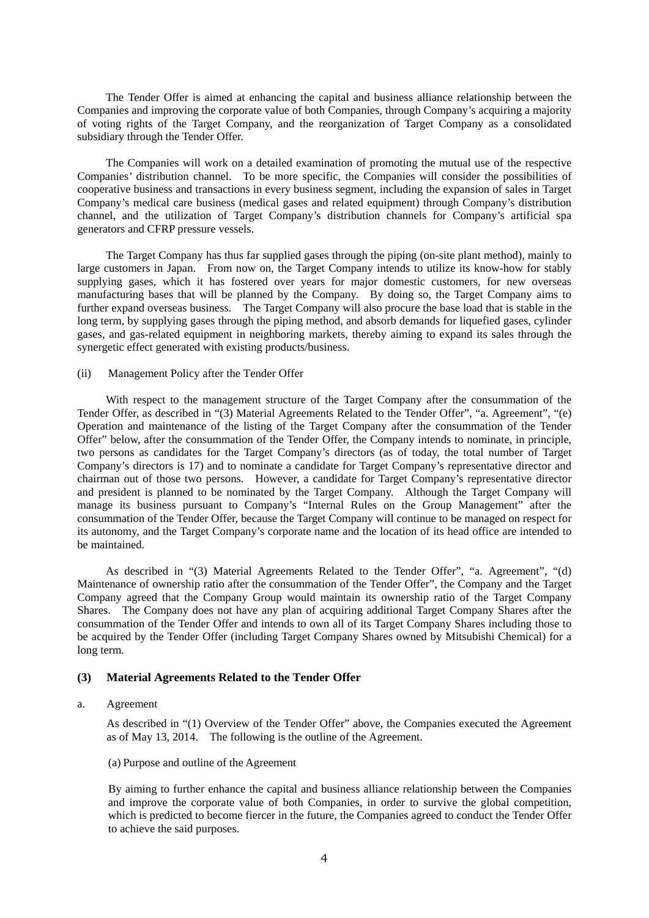The Tender Offer is aimed at enhancing the capital and business alliance relationship between the Companies and improving the corporate value of both Companies, through Company's acquiring a majority of voting rights of the Target Company, and the reorganization of Target Company as a consolidated subsidiary through the Tender Offer.

The Companies will work on a detailed examination of promoting the mutual use of the respective Companies' distribution channel. To be more specific, the Companies will consider the possibilities of cooperative business and transactions in every business segment, including the expansion of sales in Target Company's medical care business (medical gases and related equipment) through Company's distribution channel, and the utilization of Target Company's distribution channels for Company's artificial spa generators and CFRP pressure vessels.

The Target Company has thus far supplied gases through the piping (on-site plant method), mainly to large customers in Japan. From now on, the Target Company intends to utilize its know-how for stably supplying gases, which it has fostered over years for major domestic customers, for new overseas manufacturing bases that will be planned by the Company. By doing so, the Target Company aims to further expand overseas business. The Target Company will also procure the base load that is stable in the long term, by supplying gases through the piping method, and absorb demands for liquefied gases, cylinder gases, and gas-related equipment in neighboring markets, thereby aiming to expand its sales through the synergetic effect generated with existing products/business.

(ii) Management Policy after the Tender Offer

With respect to the management structure of the Target Company after the consummation of the Tender Offer, as described in "(3) Material Agreements Related to the Tender Offer", "a. Agreement", "(e) Operation and maintenance of the listing of the Target Company after the consummation of the Tender Offer" below, after the consummation of the Tender Offer, the Company intends to nominate, in principle, two persons as candidates for the Target Company's directors (as of today, the total number of Target Company's directors is 17) and to nominate a candidate for Target Company's representative director and chairman out of those two persons. However, a candidate for Target Company's representative director and president is planned to be nominated by the Target Company. Although the Target Company will manage its business pursuant to Company's "Internal Rules on the Group Management" after the consummation of the Tender Offer, because the Target Company will continue to be managed on respect for its autonomy, and the Target Company's corporate name and the location of its head office are intended to be maintained.

As described in "(3) Material Agreements Related to the Tender Offer", "a. Agreement", "(d) Maintenance of ownership ratio after the consummation of the Tender Offer", the Company and the Target Company agreed that the Company Group would maintain its ownership ratio of the Target Company Shares. The Company does not have any plan of acquiring additional Target Company Shares after the consummation of the Tender Offer and intends to own all of its Target Company Shares including those to be acquired by the Tender Offer (including Target Company Shares owned by Mitsubishi Chemical) for a long term.

### (3) Material Agreements Related to the Tender Offer

a. Agreement

As described in "(1) Overview of the Tender Offer" above, the Companies executed the Agreement as of May 13, 2014. The following is the outline of the Agreement.

(a) Purpose and outline of the Agreement

By aiming to further enhance the capital and business alliance relationship between the Companies and improve the corporate value of both Companies, in order to survive the global competition, which is predicted to become fiercer in the future, the Companies agreed to conduct the Tender Offer to achieve the said purposes.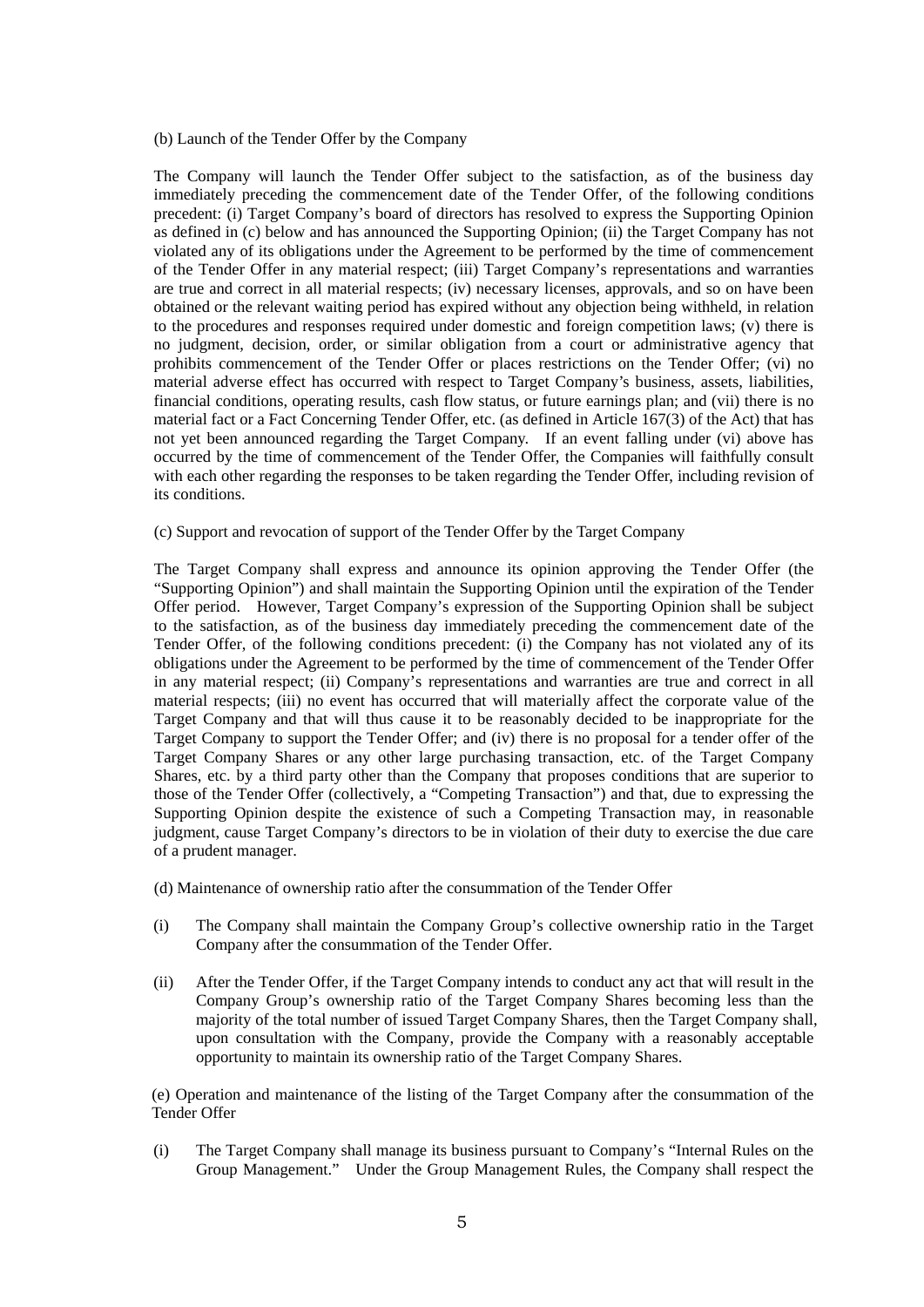(b) Launch of the Tender Offer by the Company

The Company will launch the Tender Offer subject to the satisfaction, as of the business day immediately preceding the commencement date of the Tender Offer, of the following conditions precedent: (i) Target Company's board of directors has resolved to express the Supporting Opinion as defined in (c) below and has announced the Supporting Opinion; (ii) the Target Company has not violated any of its obligations under the Agreement to be performed by the time of commencement of the Tender Offer in any material respect; (iii) Target Company's representations and warranties are true and correct in all material respects; (iv) necessary licenses, approvals, and so on have been obtained or the relevant waiting period has expired without any objection being withheld, in relation to the procedures and responses required under domestic and foreign competition laws; (v) there is no judgment, decision, order, or similar obligation from a court or administrative agency that prohibits commencement of the Tender Offer or places restrictions on the Tender Offer; (vi) no material adverse effect has occurred with respect to Target Company's business, assets, liabilities, financial conditions, operating results, cash flow status, or future earnings plan; and (vii) there is no material fact or a Fact Concerning Tender Offer, etc. (as defined in Article 167(3) of the Act) that has not yet been announced regarding the Target Company. If an event falling under (vi) above has occurred by the time of commencement of the Tender Offer, the Companies will faithfully consult with each other regarding the responses to be taken regarding the Tender Offer, including revision of its conditions.

(c) Support and revocation of support of the Tender Offer by the Target Company

The Target Company shall express and announce its opinion approving the Tender Offer (the "Supporting Opinion") and shall maintain the Supporting Opinion until the expiration of the Tender Offer period. However, Target Company's expression of the Supporting Opinion shall be subject to the satisfaction, as of the business day immediately preceding the commencement date of the Tender Offer, of the following conditions precedent: (i) the Company has not violated any of its obligations under the Agreement to be performed by the time of commencement of the Tender Offer in any material respect; (ii) Company's representations and warranties are true and correct in all material respects; (iii) no event has occurred that will materially affect the corporate value of the Target Company and that will thus cause it to be reasonably decided to be inappropriate for the Target Company to support the Tender Offer; and (iv) there is no proposal for a tender offer of the Target Company Shares or any other large purchasing transaction, etc. of the Target Company Shares, etc. by a third party other than the Company that proposes conditions that are superior to those of the Tender Offer (collectively, a "Competing Transaction") and that, due to expressing the Supporting Opinion despite the existence of such a Competing Transaction may, in reasonable judgment, cause Target Company's directors to be in violation of their duty to exercise the due care of a prudent manager.

(d) Maintenance of ownership ratio after the consummation of the Tender Offer

(i) The Company shall maintain the Company Group's collective ownership ratio in the Target Company after the consummation of the Tender Offer.

(ii) After the Tender Offer, if the Target Company intends to conduct any act that will result in the Company Group's ownership ratio of the Target Company Shares becoming less than the majority of the total number of issued Target Company Shares, then the Target Company shall, upon consultation with the Company, provide the Company with a reasonably acceptable opportunity to maintain its ownership ratio of the Target Company Shares.

(e) Operation and maintenance of the listing of the Target Company after the consummation of the Tender Offer

(i) The Target Company shall manage its business pursuant to Company's "Internal Rules on the Group Management." Under the Group Management Rules, the Company shall respect the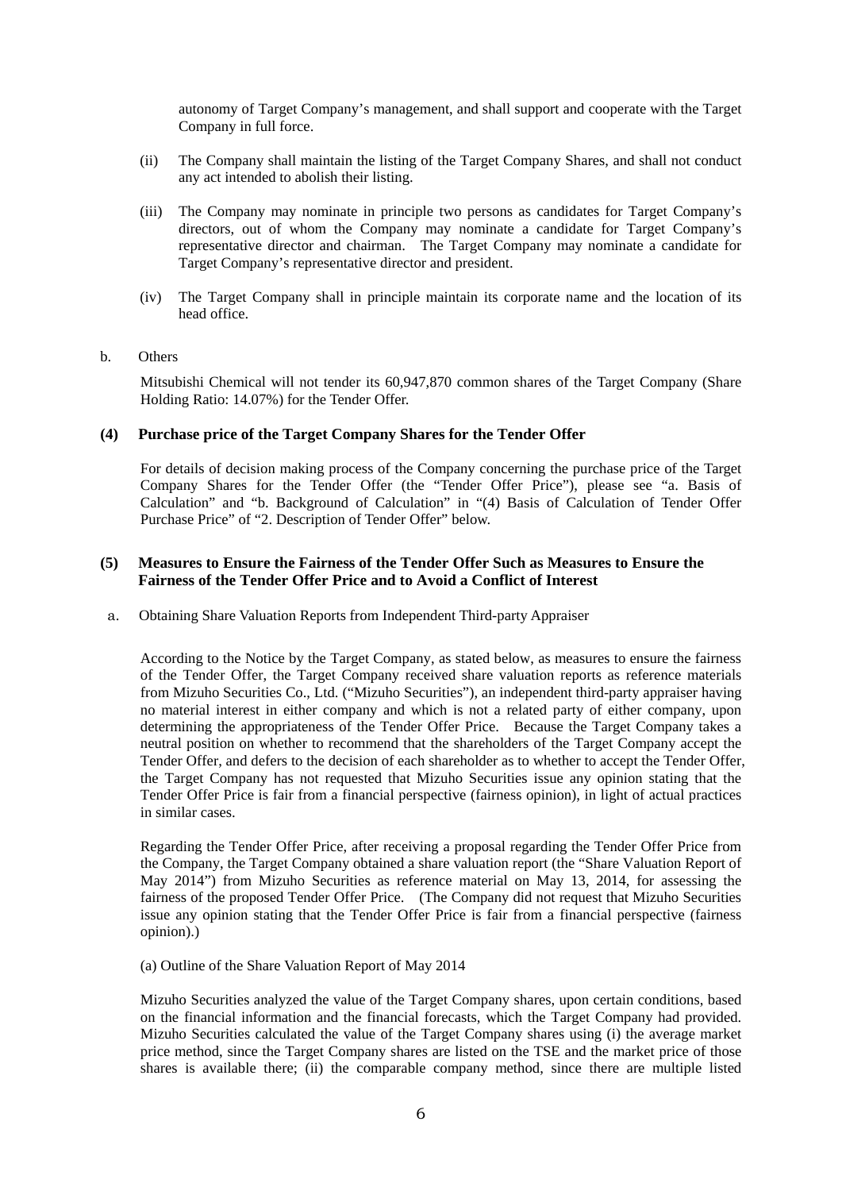autonomy of Target Company's management, and shall support and cooperate with the Target Company in full force.

(ii) The Company shall maintain the listing of the Target Company Shares, and shall not conduct any act intended to abolish their listing.

(iii) The Company may nominate in principle two persons as candidates for Target Company's directors, out of whom the Company may nominate a candidate for Target Company's representative director and chairman. The Target Company may nominate a candidate for Target Company's representative director and president.

(iv) The Target Company shall in principle maintain its corporate name and the location of its head office.

b. Others

Mitsubishi Chemical will not tender its 60,947,870 common shares of the Target Company (Share Holding Ratio: 14.07%) for the Tender Offer.

**(4) Purchase price of the Target Company Shares for the Tender Offer**

For details of decision making process of the Company concerning the purchase price of the Target Company Shares for the Tender Offer (the "Tender Offer Price"), please see "a. Basis of Calculation" and "b. Background of Calculation" in "(4) Basis of Calculation of Tender Offer Purchase Price" of "2. Description of Tender Offer" below.

**(5) Measures to Ensure the Fairness of the Tender Offer Such as Measures to Ensure the Fairness of the Tender Offer Price and to Avoid a Conflict of Interest**

a. Obtaining Share Valuation Reports from Independent Third-party Appraiser

According to the Notice by the Target Company, as stated below, as measures to ensure the fairness of the Tender Offer, the Target Company received share valuation reports as reference materials from Mizuho Securities Co., Ltd. ("Mizuho Securities"), an independent third-party appraiser having no material interest in either company and which is not a related party of either company, upon determining the appropriateness of the Tender Offer Price. Because the Target Company takes a neutral position on whether to recommend that the shareholders of the Target Company accept the Tender Offer, and defers to the decision of each shareholder as to whether to accept the Tender Offer, the Target Company has not requested that Mizuho Securities issue any opinion stating that the Tender Offer Price is fair from a financial perspective (fairness opinion), in light of actual practices in similar cases.

Regarding the Tender Offer Price, after receiving a proposal regarding the Tender Offer Price from the Company, the Target Company obtained a share valuation report (the "Share Valuation Report of May 2014") from Mizuho Securities as reference material on May 13, 2014, for assessing the fairness of the proposed Tender Offer Price. (The Company did not request that Mizuho Securities issue any opinion stating that the Tender Offer Price is fair from a financial perspective (fairness opinion).)

(a) Outline of the Share Valuation Report of May 2014

Mizuho Securities analyzed the value of the Target Company shares, upon certain conditions, based on the financial information and the financial forecasts, which the Target Company had provided. Mizuho Securities calculated the value of the Target Company shares using (i) the average market price method, since the Target Company shares are listed on the TSE and the market price of those shares is available there; (ii) the comparable company method, since there are multiple listed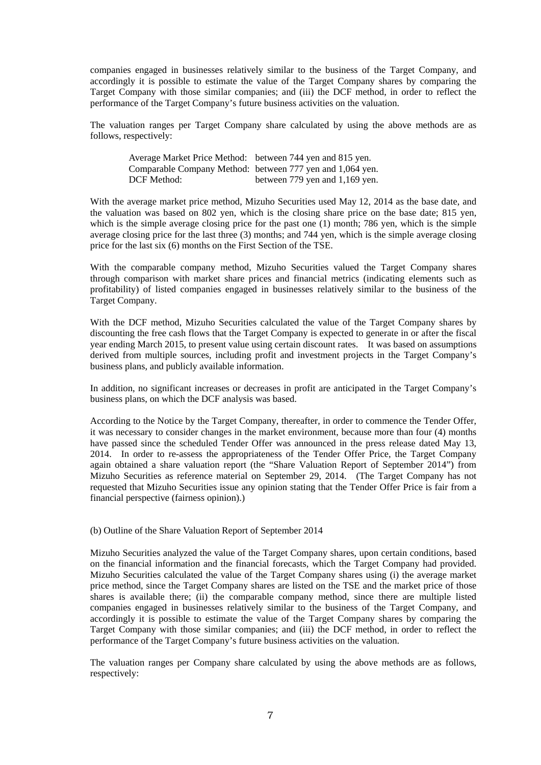companies engaged in businesses relatively similar to the business of the Target Company, and accordingly it is possible to estimate the value of the Target Company shares by comparing the Target Company with those similar companies; and (iii) the DCF method, in order to reflect the performance of the Target Company's future business activities on the valuation.

The valuation ranges per Target Company share calculated by using the above methods are as follows, respectively:

| | |
|---|---|
| Average Market Price Method: | between 744 yen and 815 yen. |
| Comparable Company Method: | between 777 yen and 1,064 yen. |
| DCF Method: | between 779 yen and 1,169 yen. |

With the average market price method, Mizuho Securities used May 12, 2014 as the base date, and the valuation was based on 802 yen, which is the closing share price on the base date; 815 yen, which is the simple average closing price for the past one (1) month; 786 yen, which is the simple average closing price for the last three (3) months; and 744 yen, which is the simple average closing price for the last six (6) months on the First Section of the TSE.

With the comparable company method, Mizuho Securities valued the Target Company shares through comparison with market share prices and financial metrics (indicating elements such as profitability) of listed companies engaged in businesses relatively similar to the business of the Target Company.

With the DCF method, Mizuho Securities calculated the value of the Target Company shares by discounting the free cash flows that the Target Company is expected to generate in or after the fiscal year ending March 2015, to present value using certain discount rates. It was based on assumptions derived from multiple sources, including profit and investment projects in the Target Company's business plans, and publicly available information.

In addition, no significant increases or decreases in profit are anticipated in the Target Company's business plans, on which the DCF analysis was based.

According to the Notice by the Target Company, thereafter, in order to commence the Tender Offer, it was necessary to consider changes in the market environment, because more than four (4) months have passed since the scheduled Tender Offer was announced in the press release dated May 13, 2014. In order to re-assess the appropriateness of the Tender Offer Price, the Target Company again obtained a share valuation report (the "Share Valuation Report of September 2014") from Mizuho Securities as reference material on September 29, 2014. (The Target Company has not requested that Mizuho Securities issue any opinion stating that the Tender Offer Price is fair from a financial perspective (fairness opinion).)

(b) Outline of the Share Valuation Report of September 2014

Mizuho Securities analyzed the value of the Target Company shares, upon certain conditions, based on the financial information and the financial forecasts, which the Target Company had provided. Mizuho Securities calculated the value of the Target Company shares using (i) the average market price method, since the Target Company shares are listed on the TSE and the market price of those shares is available there; (ii) the comparable company method, since there are multiple listed companies engaged in businesses relatively similar to the business of the Target Company, and accordingly it is possible to estimate the value of the Target Company shares by comparing the Target Company with those similar companies; and (iii) the DCF method, in order to reflect the performance of the Target Company's future business activities on the valuation.

The valuation ranges per Company share calculated by using the above methods are as follows, respectively: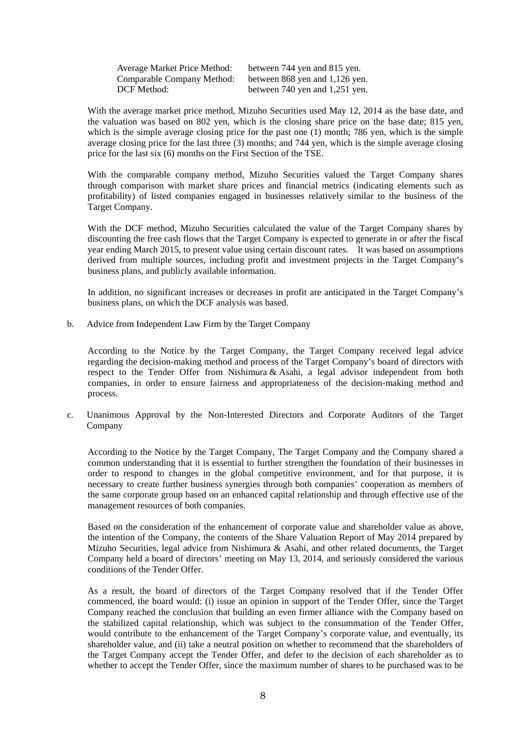| | |
|---|---|
| Average Market Price Method: | between 744 yen and 815 yen. |
| Comparable Company Method: | between 868 yen and 1,126 yen. |
| DCF Method: | between 740 yen and 1,251 yen. |

With the average market price method, Mizuho Securities used May 12, 2014 as the base date, and the valuation was based on 802 yen, which is the closing share price on the base date; 815 yen, which is the simple average closing price for the past one (1) month; 786 yen, which is the simple average closing price for the last three (3) months; and 744 yen, which is the simple average closing price for the last six (6) months on the First Section of the TSE.

With the comparable company method, Mizuho Securities valued the Target Company shares through comparison with market share prices and financial metrics (indicating elements such as profitability) of listed companies engaged in businesses relatively similar to the business of the Target Company.

With the DCF method, Mizuho Securities calculated the value of the Target Company shares by discounting the free cash flows that the Target Company is expected to generate in or after the fiscal year ending March 2015, to present value using certain discount rates. It was based on assumptions derived from multiple sources, including profit and investment projects in the Target Company's business plans, and publicly available information.

In addition, no significant increases or decreases in profit are anticipated in the Target Company's business plans, on which the DCF analysis was based.

b. Advice from Independent Law Firm by the Target Company

According to the Notice by the Target Company, the Target Company received legal advice regarding the decision-making method and process of the Target Company's board of directors with respect to the Tender Offer from Nishimura & Asahi, a legal advisor independent from both companies, in order to ensure fairness and appropriateness of the decision-making method and process.

c. Unanimous Approval by the Non-Interested Directors and Corporate Auditors of the Target Company

According to the Notice by the Target Company, The Target Company and the Company shared a common understanding that it is essential to further strengthen the foundation of their businesses in order to respond to changes in the global competitive environment, and for that purpose, it is necessary to create further business synergies through both companies' cooperation as members of the same corporate group based on an enhanced capital relationship and through effective use of the management resources of both companies.

Based on the consideration of the enhancement of corporate value and shareholder value as above, the intention of the Company, the contents of the Share Valuation Report of May 2014 prepared by Mizuho Securities, legal advice from Nishimura & Asahi, and other related documents, the Target Company held a board of directors' meeting on May 13, 2014, and seriously considered the various conditions of the Tender Offer.

As a result, the board of directors of the Target Company resolved that if the Tender Offer commenced, the board would: (i) issue an opinion in support of the Tender Offer, since the Target Company reached the conclusion that building an even firmer alliance with the Company based on the stabilized capital relationship, which was subject to the consummation of the Tender Offer, would contribute to the enhancement of the Target Company's corporate value, and eventually, its shareholder value, and (ii) take a neutral position on whether to recommend that the shareholders of the Target Company accept the Tender Offer, and defer to the decision of each shareholder as to whether to accept the Tender Offer, since the maximum number of shares to be purchased was to be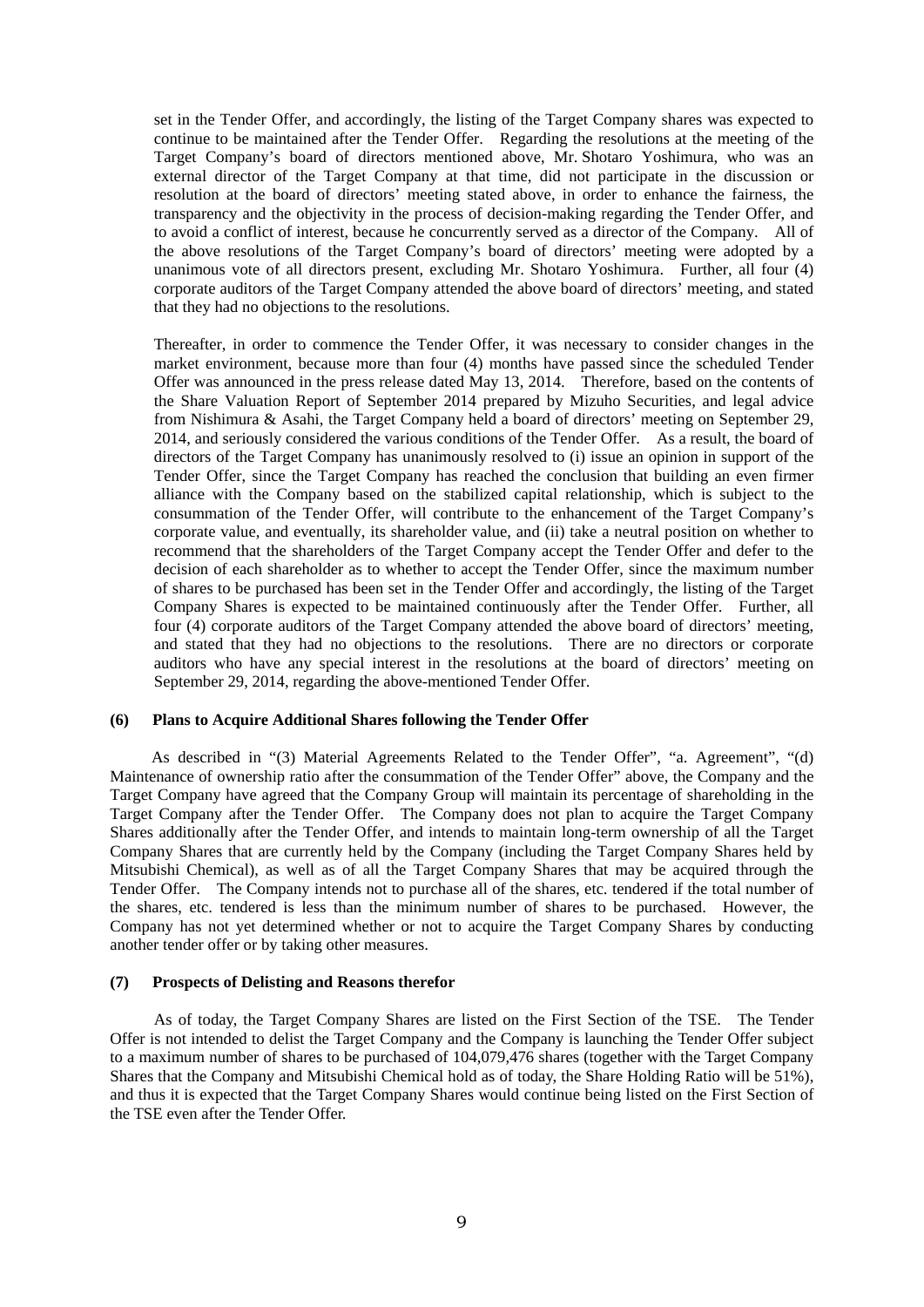set in the Tender Offer, and accordingly, the listing of the Target Company shares was expected to continue to be maintained after the Tender Offer. Regarding the resolutions at the meeting of the Target Company's board of directors mentioned above, Mr. Shotaro Yoshimura, who was an external director of the Target Company at that time, did not participate in the discussion or resolution at the board of directors' meeting stated above, in order to enhance the fairness, the transparency and the objectivity in the process of decision-making regarding the Tender Offer, and to avoid a conflict of interest, because he concurrently served as a director of the Company. All of the above resolutions of the Target Company's board of directors' meeting were adopted by a unanimous vote of all directors present, excluding Mr. Shotaro Yoshimura. Further, all four (4) corporate auditors of the Target Company attended the above board of directors' meeting, and stated that they had no objections to the resolutions.

Thereafter, in order to commence the Tender Offer, it was necessary to consider changes in the market environment, because more than four (4) months have passed since the scheduled Tender Offer was announced in the press release dated May 13, 2014. Therefore, based on the contents of the Share Valuation Report of September 2014 prepared by Mizuho Securities, and legal advice from Nishimura & Asahi, the Target Company held a board of directors' meeting on September 29, 2014, and seriously considered the various conditions of the Tender Offer. As a result, the board of directors of the Target Company has unanimously resolved to (i) issue an opinion in support of the Tender Offer, since the Target Company has reached the conclusion that building an even firmer alliance with the Company based on the stabilized capital relationship, which is subject to the consummation of the Tender Offer, will contribute to the enhancement of the Target Company's corporate value, and eventually, its shareholder value, and (ii) take a neutral position on whether to recommend that the shareholders of the Target Company accept the Tender Offer and defer to the decision of each shareholder as to whether to accept the Tender Offer, since the maximum number of shares to be purchased has been set in the Tender Offer and accordingly, the listing of the Target Company Shares is expected to be maintained continuously after the Tender Offer. Further, all four (4) corporate auditors of the Target Company attended the above board of directors' meeting, and stated that they had no objections to the resolutions. There are no directors or corporate auditors who have any special interest in the resolutions at the board of directors' meeting on September 29, 2014, regarding the above-mentioned Tender Offer.

#### (6) Plans to Acquire Additional Shares following the Tender Offer

As described in "(3) Material Agreements Related to the Tender Offer", "a. Agreement", "(d) Maintenance of ownership ratio after the consummation of the Tender Offer" above, the Company and the Target Company have agreed that the Company Group will maintain its percentage of shareholding in the Target Company after the Tender Offer. The Company does not plan to acquire the Target Company Shares additionally after the Tender Offer, and intends to maintain long-term ownership of all the Target Company Shares that are currently held by the Company (including the Target Company Shares held by Mitsubishi Chemical), as well as of all the Target Company Shares that may be acquired through the Tender Offer. The Company intends not to purchase all of the shares, etc. tendered if the total number of the shares, etc. tendered is less than the minimum number of shares to be purchased. However, the Company has not yet determined whether or not to acquire the Target Company Shares by conducting another tender offer or by taking other measures.

#### (7) Prospects of Delisting and Reasons therefor

As of today, the Target Company Shares are listed on the First Section of the TSE. The Tender Offer is not intended to delist the Target Company and the Company is launching the Tender Offer subject to a maximum number of shares to be purchased of 104,079,476 shares (together with the Target Company Shares that the Company and Mitsubishi Chemical hold as of today, the Share Holding Ratio will be 51%), and thus it is expected that the Target Company Shares would continue being listed on the First Section of the TSE even after the Tender Offer.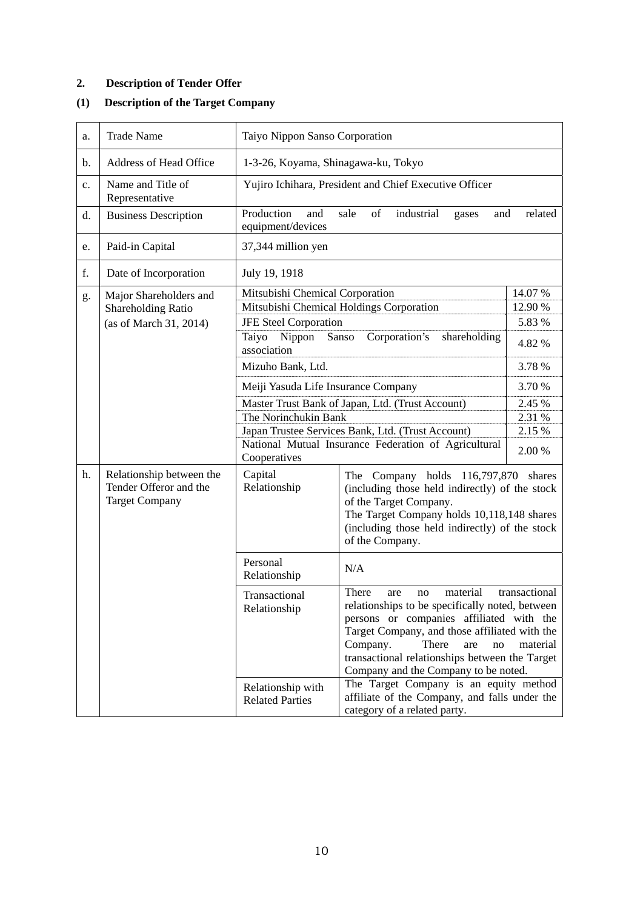## 2. Description of Tender Offer

### (1) Description of the Target Company

| | | | |
|---|---|---|---|
| a. | Trade Name | Taiyo Nippon Sanso Corporation | |
| b. | Address of Head Office | 1-3-26, Koyama, Shinagawa-ku, Tokyo | |
| c. | Name and Title of Representative | Yujiro Ichihara, President and Chief Executive Officer | |
| d. | Business Description | Production and sale of industrial gases and related equipment/devices | |
| e. | Paid-in Capital | 37,344 million yen | |
| f. | Date of Incorporation | July 19, 1918 | |
| g. | Major Shareholders and Shareholding Ratio (as of March 31, 2014) | Mitsubishi Chemical Corporation | 14.07 % |
| | | Mitsubishi Chemical Holdings Corporation | 12.90 % |
| | | JFE Steel Corporation | 5.83 % |
| | | Taiyo Nippon Sanso Corporation's shareholding association | 4.82 % |
| | | Mizuho Bank, Ltd. | 3.78 % |
| | | Meiji Yasuda Life Insurance Company | 3.70 % |
| | | Master Trust Bank of Japan, Ltd. (Trust Account) | 2.45 % |
| | | The Norinchukin Bank | 2.31 % |
| | | Japan Trustee Services Bank, Ltd. (Trust Account) | 2.15 % |
| | | National Mutual Insurance Federation of Agricultural Cooperatives | 2.00 % |
| h. | Relationship between the Tender Offeror and the Target Company | Capital Relationship | The Company holds 116,797,870 shares (including those held indirectly) of the stock of the Target Company. The Target Company holds 10,118,148 shares (including those held indirectly) of the stock of the Company. |
| | | Personal Relationship | N/A |
| | | Transactional Relationship | There are no material transactional relationships to be specifically noted, between persons or companies affiliated with the Target Company, and those affiliated with the Company. There are no material transactional relationships between the Target Company and the Company to be noted. |
| | | Relationship with Related Parties | The Target Company is an equity method affiliate of the Company, and falls under the category of a related party. |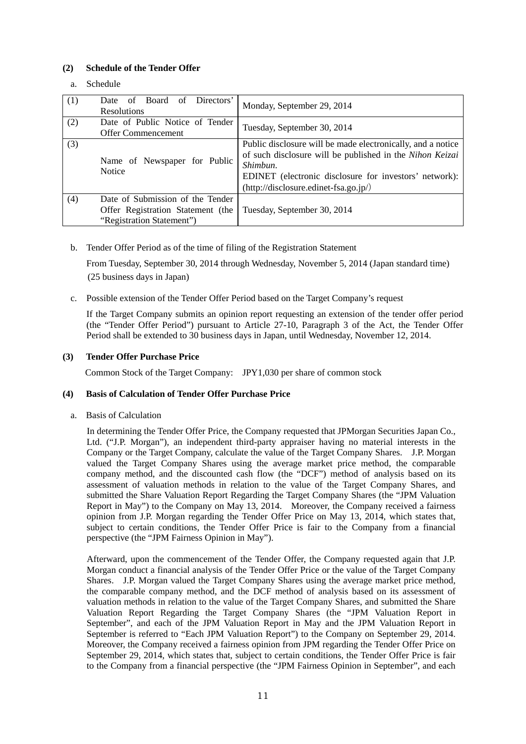**(2) Schedule of the Tender Offer**

a. Schedule

| | | |
|---|---|---|
| (1) | Date of Board of Directors' Resolutions | Monday, September 29, 2014 |
| (2) | Date of Public Notice of Tender Offer Commencement | Tuesday, September 30, 2014 |
| (3) | Name of Newspaper for Public Notice | Public disclosure will be made electronically, and a notice of such disclosure will be published in the *Nihon Keizai Shimbun*. EDINET (electronic disclosure for investors' network): (http://disclosure.edinet-fsa.go.jp/) |
| (4) | Date of Submission of the Tender Offer Registration Statement (the "Registration Statement") | Tuesday, September 30, 2014 |

b. Tender Offer Period as of the time of filing of the Registration Statement

From Tuesday, September 30, 2014 through Wednesday, November 5, 2014 (Japan standard time) (25 business days in Japan)

c. Possible extension of the Tender Offer Period based on the Target Company's request

If the Target Company submits an opinion report requesting an extension of the tender offer period (the "Tender Offer Period") pursuant to Article 27-10, Paragraph 3 of the Act, the Tender Offer Period shall be extended to 30 business days in Japan, until Wednesday, November 12, 2014.

**(3) Tender Offer Purchase Price**

Common Stock of the Target Company: JPY1,030 per share of common stock

**(4) Basis of Calculation of Tender Offer Purchase Price**

a. Basis of Calculation

In determining the Tender Offer Price, the Company requested that JPMorgan Securities Japan Co., Ltd. ("J.P. Morgan"), an independent third-party appraiser having no material interests in the Company or the Target Company, calculate the value of the Target Company Shares. J.P. Morgan valued the Target Company Shares using the average market price method, the comparable company method, and the discounted cash flow (the "DCF") method of analysis based on its assessment of valuation methods in relation to the value of the Target Company Shares, and submitted the Share Valuation Report Regarding the Target Company Shares (the "JPM Valuation Report in May") to the Company on May 13, 2014. Moreover, the Company received a fairness opinion from J.P. Morgan regarding the Tender Offer Price on May 13, 2014, which states that, subject to certain conditions, the Tender Offer Price is fair to the Company from a financial perspective (the "JPM Fairness Opinion in May").

Afterward, upon the commencement of the Tender Offer, the Company requested again that J.P. Morgan conduct a financial analysis of the Tender Offer Price or the value of the Target Company Shares. J.P. Morgan valued the Target Company Shares using the average market price method, the comparable company method, and the DCF method of analysis based on its assessment of valuation methods in relation to the value of the Target Company Shares, and submitted the Share Valuation Report Regarding the Target Company Shares (the "JPM Valuation Report in September", and each of the JPM Valuation Report in May and the JPM Valuation Report in September is referred to "Each JPM Valuation Report") to the Company on September 29, 2014. Moreover, the Company received a fairness opinion from JPM regarding the Tender Offer Price on September 29, 2014, which states that, subject to certain conditions, the Tender Offer Price is fair to the Company from a financial perspective (the "JPM Fairness Opinion in September", and each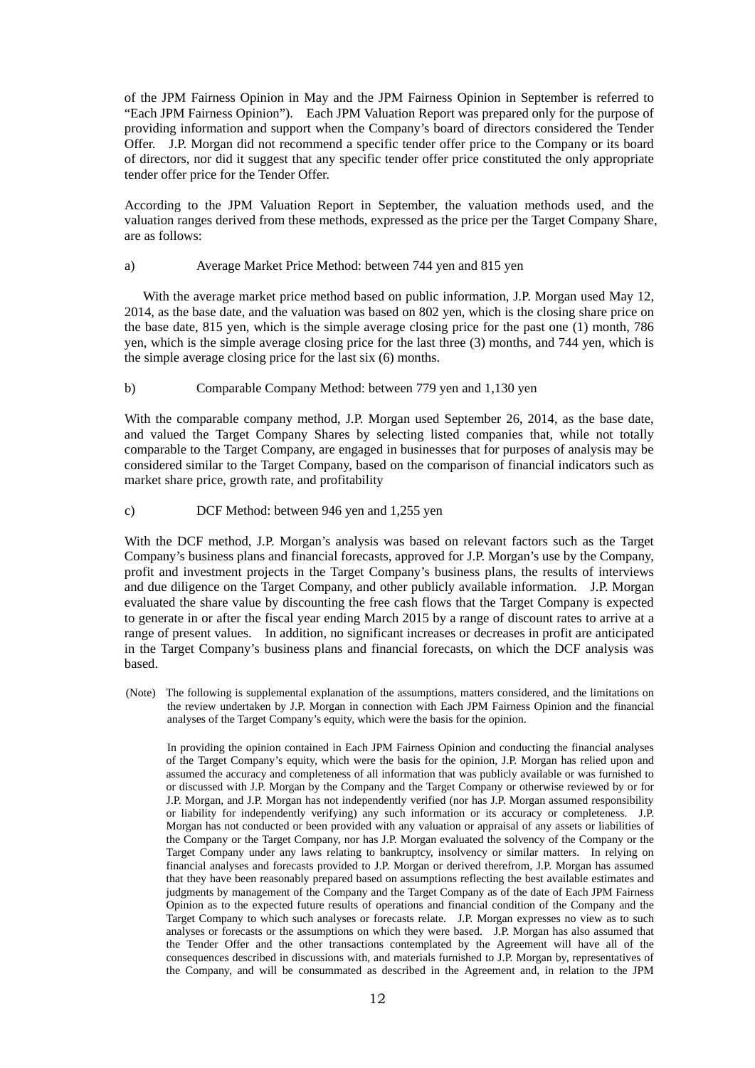of the JPM Fairness Opinion in May and the JPM Fairness Opinion in September is referred to "Each JPM Fairness Opinion"). Each JPM Valuation Report was prepared only for the purpose of providing information and support when the Company's board of directors considered the Tender Offer. J.P. Morgan did not recommend a specific tender offer price to the Company or its board of directors, nor did it suggest that any specific tender offer price constituted the only appropriate tender offer price for the Tender Offer.

According to the JPM Valuation Report in September, the valuation methods used, and the valuation ranges derived from these methods, expressed as the price per the Target Company Share, are as follows:

a) Average Market Price Method: between 744 yen and 815 yen

With the average market price method based on public information, J.P. Morgan used May 12, 2014, as the base date, and the valuation was based on 802 yen, which is the closing share price on the base date, 815 yen, which is the simple average closing price for the past one (1) month, 786 yen, which is the simple average closing price for the last three (3) months, and 744 yen, which is the simple average closing price for the last six (6) months.

b) Comparable Company Method: between 779 yen and 1,130 yen

With the comparable company method, J.P. Morgan used September 26, 2014, as the base date, and valued the Target Company Shares by selecting listed companies that, while not totally comparable to the Target Company, are engaged in businesses that for purposes of analysis may be considered similar to the Target Company, based on the comparison of financial indicators such as market share price, growth rate, and profitability

c) DCF Method: between 946 yen and 1,255 yen

With the DCF method, J.P. Morgan's analysis was based on relevant factors such as the Target Company's business plans and financial forecasts, approved for J.P. Morgan's use by the Company, profit and investment projects in the Target Company's business plans, the results of interviews and due diligence on the Target Company, and other publicly available information. J.P. Morgan evaluated the share value by discounting the free cash flows that the Target Company is expected to generate in or after the fiscal year ending March 2015 by a range of discount rates to arrive at a range of present values. In addition, no significant increases or decreases in profit are anticipated in the Target Company's business plans and financial forecasts, on which the DCF analysis was based.

(Note) The following is supplemental explanation of the assumptions, matters considered, and the limitations on the review undertaken by J.P. Morgan in connection with Each JPM Fairness Opinion and the financial analyses of the Target Company's equity, which were the basis for the opinion.

In providing the opinion contained in Each JPM Fairness Opinion and conducting the financial analyses of the Target Company's equity, which were the basis for the opinion, J.P. Morgan has relied upon and assumed the accuracy and completeness of all information that was publicly available or was furnished to or discussed with J.P. Morgan by the Company and the Target Company or otherwise reviewed by or for J.P. Morgan, and J.P. Morgan has not independently verified (nor has J.P. Morgan assumed responsibility or liability for independently verifying) any such information or its accuracy or completeness. J.P. Morgan has not conducted or been provided with any valuation or appraisal of any assets or liabilities of the Company or the Target Company, nor has J.P. Morgan evaluated the solvency of the Company or the Target Company under any laws relating to bankruptcy, insolvency or similar matters. In relying on financial analyses and forecasts provided to J.P. Morgan or derived therefrom, J.P. Morgan has assumed that they have been reasonably prepared based on assumptions reflecting the best available estimates and judgments by management of the Company and the Target Company as of the date of Each JPM Fairness Opinion as to the expected future results of operations and financial condition of the Company and the Target Company to which such analyses or forecasts relate. J.P. Morgan expresses no view as to such analyses or forecasts or the assumptions on which they were based. J.P. Morgan has also assumed that the Tender Offer and the other transactions contemplated by the Agreement will have all of the consequences described in discussions with, and materials furnished to J.P. Morgan by, representatives of the Company, and will be consummated as described in the Agreement and, in relation to the JPM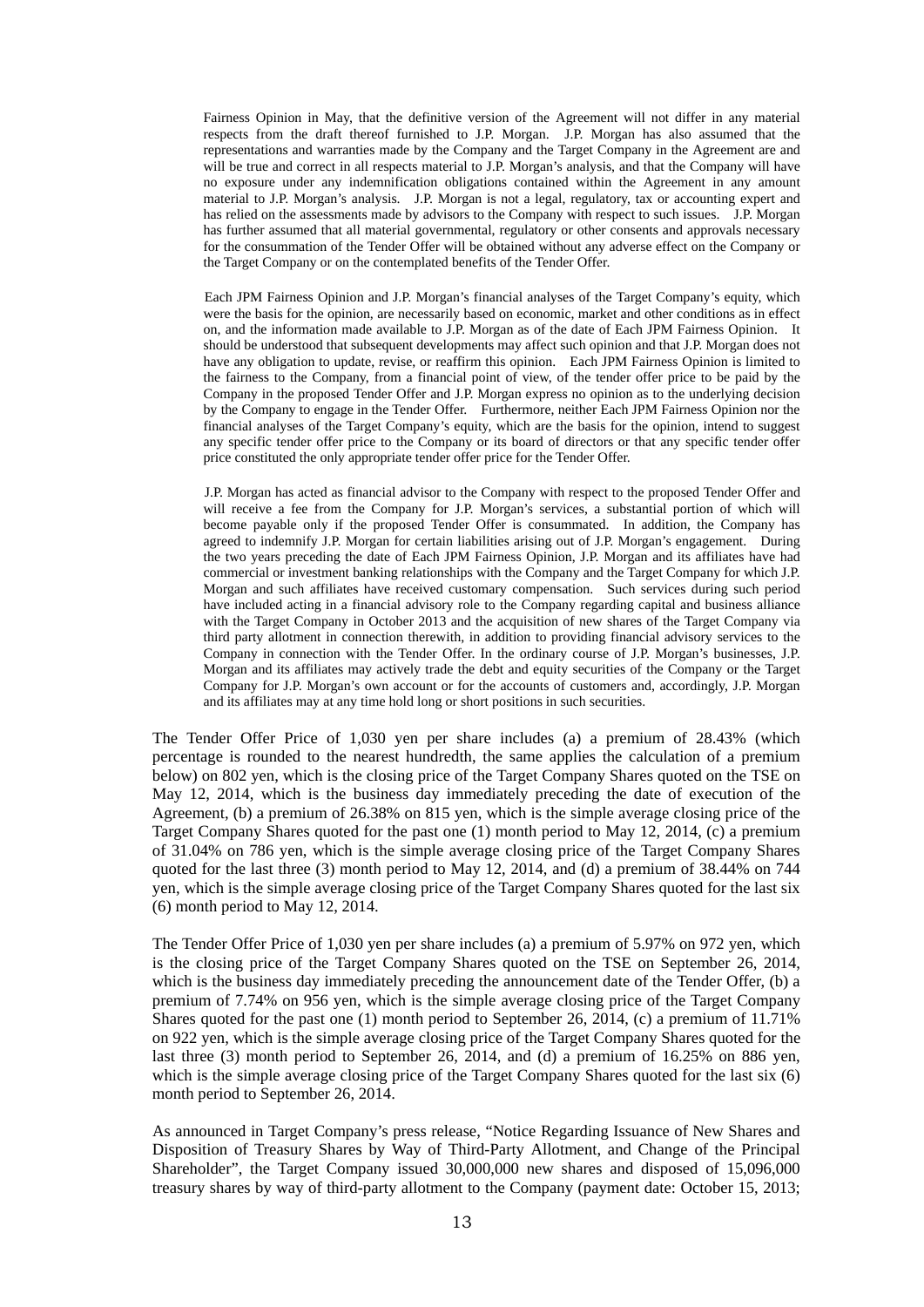Fairness Opinion in May, that the definitive version of the Agreement will not differ in any material respects from the draft thereof furnished to J.P. Morgan. J.P. Morgan has also assumed that the representations and warranties made by the Company and the Target Company in the Agreement are and will be true and correct in all respects material to J.P. Morgan's analysis, and that the Company will have no exposure under any indemnification obligations contained within the Agreement in any amount material to J.P. Morgan's analysis. J.P. Morgan is not a legal, regulatory, tax or accounting expert and has relied on the assessments made by advisors to the Company with respect to such issues. J.P. Morgan has further assumed that all material governmental, regulatory or other consents and approvals necessary for the consummation of the Tender Offer will be obtained without any adverse effect on the Company or the Target Company or on the contemplated benefits of the Tender Offer.

Each JPM Fairness Opinion and J.P. Morgan's financial analyses of the Target Company's equity, which were the basis for the opinion, are necessarily based on economic, market and other conditions as in effect on, and the information made available to J.P. Morgan as of the date of Each JPM Fairness Opinion. It should be understood that subsequent developments may affect such opinion and that J.P. Morgan does not have any obligation to update, revise, or reaffirm this opinion. Each JPM Fairness Opinion is limited to the fairness to the Company, from a financial point of view, of the tender offer price to be paid by the Company in the proposed Tender Offer and J.P. Morgan express no opinion as to the underlying decision by the Company to engage in the Tender Offer. Furthermore, neither Each JPM Fairness Opinion nor the financial analyses of the Target Company's equity, which are the basis for the opinion, intend to suggest any specific tender offer price to the Company or its board of directors or that any specific tender offer price constituted the only appropriate tender offer price for the Tender Offer.

J.P. Morgan has acted as financial advisor to the Company with respect to the proposed Tender Offer and will receive a fee from the Company for J.P. Morgan's services, a substantial portion of which will become payable only if the proposed Tender Offer is consummated. In addition, the Company has agreed to indemnify J.P. Morgan for certain liabilities arising out of J.P. Morgan's engagement. During the two years preceding the date of Each JPM Fairness Opinion, J.P. Morgan and its affiliates have had commercial or investment banking relationships with the Company and the Target Company for which J.P. Morgan and such affiliates have received customary compensation. Such services during such period have included acting in a financial advisory role to the Company regarding capital and business alliance with the Target Company in October 2013 and the acquisition of new shares of the Target Company via third party allotment in connection therewith, in addition to providing financial advisory services to the Company in connection with the Tender Offer. In the ordinary course of J.P. Morgan's businesses, J.P. Morgan and its affiliates may actively trade the debt and equity securities of the Company or the Target Company for J.P. Morgan's own account or for the accounts of customers and, accordingly, J.P. Morgan and its affiliates may at any time hold long or short positions in such securities.

The Tender Offer Price of 1,030 yen per share includes (a) a premium of 28.43% (which percentage is rounded to the nearest hundredth, the same applies the calculation of a premium below) on 802 yen, which is the closing price of the Target Company Shares quoted on the TSE on May 12, 2014, which is the business day immediately preceding the date of execution of the Agreement, (b) a premium of 26.38% on 815 yen, which is the simple average closing price of the Target Company Shares quoted for the past one (1) month period to May 12, 2014, (c) a premium of 31.04% on 786 yen, which is the simple average closing price of the Target Company Shares quoted for the last three (3) month period to May 12, 2014, and (d) a premium of 38.44% on 744 yen, which is the simple average closing price of the Target Company Shares quoted for the last six (6) month period to May 12, 2014.

The Tender Offer Price of 1,030 yen per share includes (a) a premium of 5.97% on 972 yen, which is the closing price of the Target Company Shares quoted on the TSE on September 26, 2014, which is the business day immediately preceding the announcement date of the Tender Offer, (b) a premium of 7.74% on 956 yen, which is the simple average closing price of the Target Company Shares quoted for the past one (1) month period to September 26, 2014, (c) a premium of 11.71% on 922 yen, which is the simple average closing price of the Target Company Shares quoted for the last three (3) month period to September 26, 2014, and (d) a premium of 16.25% on 886 yen, which is the simple average closing price of the Target Company Shares quoted for the last six (6) month period to September 26, 2014.

As announced in Target Company's press release, "Notice Regarding Issuance of New Shares and Disposition of Treasury Shares by Way of Third-Party Allotment, and Change of the Principal Shareholder", the Target Company issued 30,000,000 new shares and disposed of 15,096,000 treasury shares by way of third-party allotment to the Company (payment date: October 15, 2013;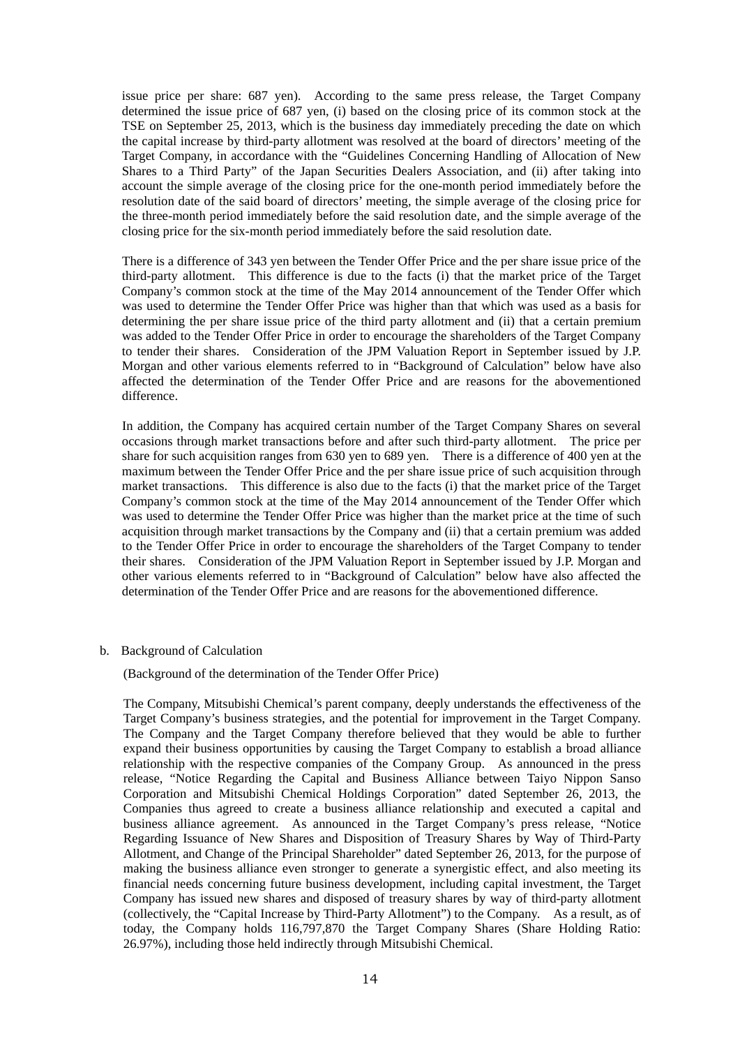issue price per share: 687 yen). According to the same press release, the Target Company determined the issue price of 687 yen, (i) based on the closing price of its common stock at the TSE on September 25, 2013, which is the business day immediately preceding the date on which the capital increase by third-party allotment was resolved at the board of directors' meeting of the Target Company, in accordance with the "Guidelines Concerning Handling of Allocation of New Shares to a Third Party" of the Japan Securities Dealers Association, and (ii) after taking into account the simple average of the closing price for the one-month period immediately before the resolution date of the said board of directors' meeting, the simple average of the closing price for the three-month period immediately before the said resolution date, and the simple average of the closing price for the six-month period immediately before the said resolution date.

There is a difference of 343 yen between the Tender Offer Price and the per share issue price of the third-party allotment. This difference is due to the facts (i) that the market price of the Target Company's common stock at the time of the May 2014 announcement of the Tender Offer which was used to determine the Tender Offer Price was higher than that which was used as a basis for determining the per share issue price of the third party allotment and (ii) that a certain premium was added to the Tender Offer Price in order to encourage the shareholders of the Target Company to tender their shares. Consideration of the JPM Valuation Report in September issued by J.P. Morgan and other various elements referred to in "Background of Calculation" below have also affected the determination of the Tender Offer Price and are reasons for the abovementioned difference.

In addition, the Company has acquired certain number of the Target Company Shares on several occasions through market transactions before and after such third-party allotment. The price per share for such acquisition ranges from 630 yen to 689 yen. There is a difference of 400 yen at the maximum between the Tender Offer Price and the per share issue price of such acquisition through market transactions. This difference is also due to the facts (i) that the market price of the Target Company's common stock at the time of the May 2014 announcement of the Tender Offer which was used to determine the Tender Offer Price was higher than the market price at the time of such acquisition through market transactions by the Company and (ii) that a certain premium was added to the Tender Offer Price in order to encourage the shareholders of the Target Company to tender their shares. Consideration of the JPM Valuation Report in September issued by J.P. Morgan and other various elements referred to in "Background of Calculation" below have also affected the determination of the Tender Offer Price and are reasons for the abovementioned difference.

b. Background of Calculation

(Background of the determination of the Tender Offer Price)

The Company, Mitsubishi Chemical's parent company, deeply understands the effectiveness of the Target Company's business strategies, and the potential for improvement in the Target Company. The Company and the Target Company therefore believed that they would be able to further expand their business opportunities by causing the Target Company to establish a broad alliance relationship with the respective companies of the Company Group. As announced in the press release, "Notice Regarding the Capital and Business Alliance between Taiyo Nippon Sanso Corporation and Mitsubishi Chemical Holdings Corporation" dated September 26, 2013, the Companies thus agreed to create a business alliance relationship and executed a capital and business alliance agreement. As announced in the Target Company's press release, "Notice Regarding Issuance of New Shares and Disposition of Treasury Shares by Way of Third-Party Allotment, and Change of the Principal Shareholder" dated September 26, 2013, for the purpose of making the business alliance even stronger to generate a synergistic effect, and also meeting its financial needs concerning future business development, including capital investment, the Target Company has issued new shares and disposed of treasury shares by way of third-party allotment (collectively, the "Capital Increase by Third-Party Allotment") to the Company. As a result, as of today, the Company holds 116,797,870 the Target Company Shares (Share Holding Ratio: 26.97%), including those held indirectly through Mitsubishi Chemical.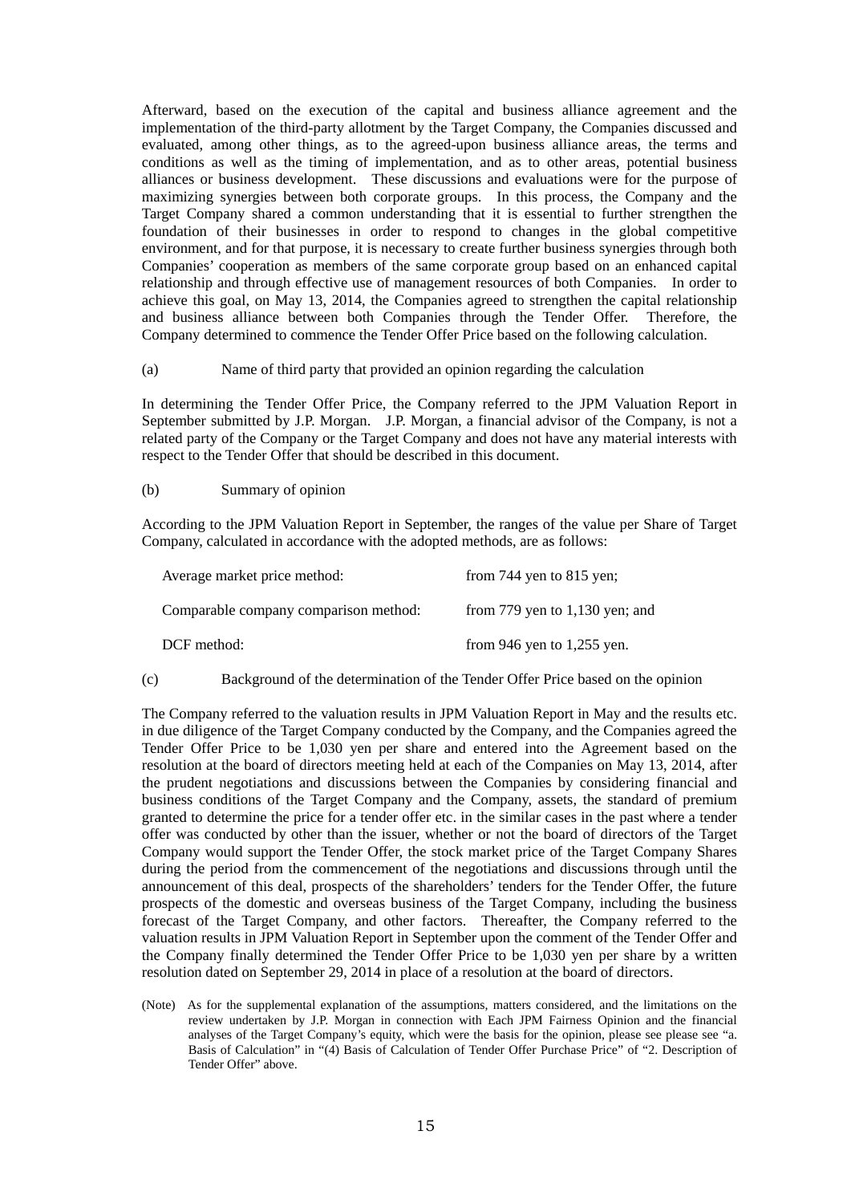Afterward, based on the execution of the capital and business alliance agreement and the implementation of the third-party allotment by the Target Company, the Companies discussed and evaluated, among other things, as to the agreed-upon business alliance areas, the terms and conditions as well as the timing of implementation, and as to other areas, potential business alliances or business development. These discussions and evaluations were for the purpose of maximizing synergies between both corporate groups. In this process, the Company and the Target Company shared a common understanding that it is essential to further strengthen the foundation of their businesses in order to respond to changes in the global competitive environment, and for that purpose, it is necessary to create further business synergies through both Companies' cooperation as members of the same corporate group based on an enhanced capital relationship and through effective use of management resources of both Companies. In order to achieve this goal, on May 13, 2014, the Companies agreed to strengthen the capital relationship and business alliance between both Companies through the Tender Offer. Therefore, the Company determined to commence the Tender Offer Price based on the following calculation.

(a) Name of third party that provided an opinion regarding the calculation

In determining the Tender Offer Price, the Company referred to the JPM Valuation Report in September submitted by J.P. Morgan. J.P. Morgan, a financial advisor of the Company, is not a related party of the Company or the Target Company and does not have any material interests with respect to the Tender Offer that should be described in this document.

(b) Summary of opinion

According to the JPM Valuation Report in September, the ranges of the value per Share of Target Company, calculated in accordance with the adopted methods, are as follows:

| | |
|---|---|
| Average market price method: | from 744 yen to 815 yen; |
| Comparable company comparison method: | from 779 yen to 1,130 yen; and |
| DCF method: | from 946 yen to 1,255 yen. |

(c) Background of the determination of the Tender Offer Price based on the opinion

The Company referred to the valuation results in JPM Valuation Report in May and the results etc. in due diligence of the Target Company conducted by the Company, and the Companies agreed the Tender Offer Price to be 1,030 yen per share and entered into the Agreement based on the resolution at the board of directors meeting held at each of the Companies on May 13, 2014, after the prudent negotiations and discussions between the Companies by considering financial and business conditions of the Target Company and the Company, assets, the standard of premium granted to determine the price for a tender offer etc. in the similar cases in the past where a tender offer was conducted by other than the issuer, whether or not the board of directors of the Target Company would support the Tender Offer, the stock market price of the Target Company Shares during the period from the commencement of the negotiations and discussions through until the announcement of this deal, prospects of the shareholders' tenders for the Tender Offer, the future prospects of the domestic and overseas business of the Target Company, including the business forecast of the Target Company, and other factors. Thereafter, the Company referred to the valuation results in JPM Valuation Report in September upon the comment of the Tender Offer and the Company finally determined the Tender Offer Price to be 1,030 yen per share by a written resolution dated on September 29, 2014 in place of a resolution at the board of directors.

(Note) As for the supplemental explanation of the assumptions, matters considered, and the limitations on the review undertaken by J.P. Morgan in connection with Each JPM Fairness Opinion and the financial analyses of the Target Company's equity, which were the basis for the opinion, please see please see "a. Basis of Calculation" in "(4) Basis of Calculation of Tender Offer Purchase Price" of "2. Description of Tender Offer" above.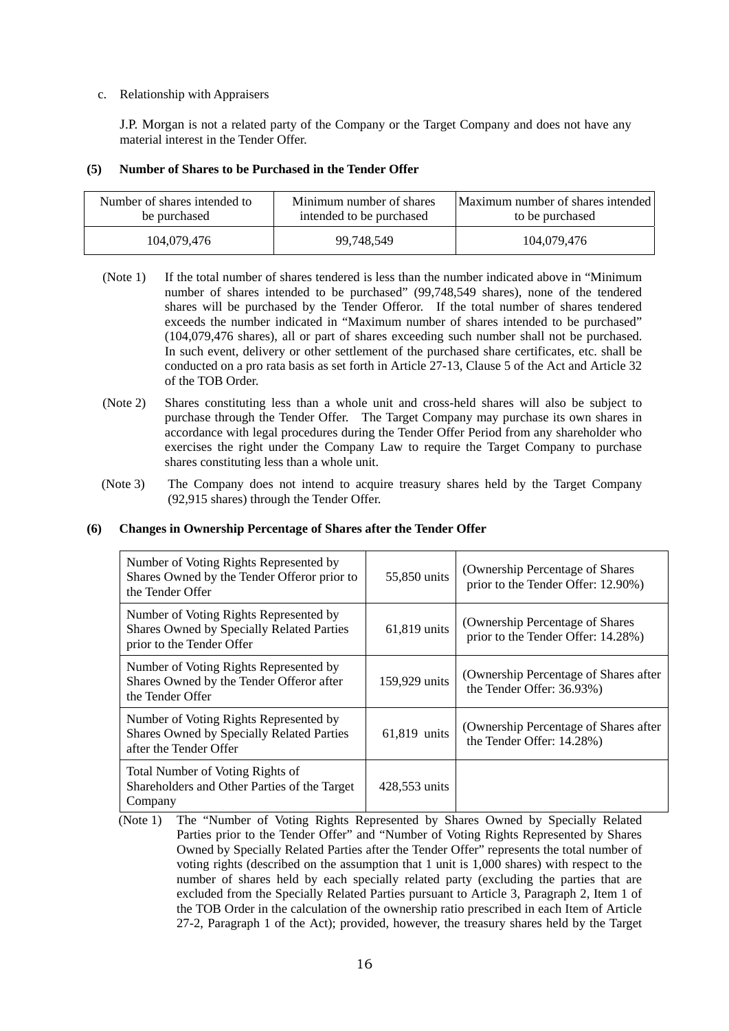c. Relationship with Appraisers

J.P. Morgan is not a related party of the Company or the Target Company and does not have any material interest in the Tender Offer.

**(5) Number of Shares to be Purchased in the Tender Offer**

| Number of shares intended to be purchased | Minimum number of shares intended to be purchased | Maximum number of shares intended to be purchased |
|---|---|---|
| 104,079,476 | 99,748,549 | 104,079,476 |

(Note 1) If the total number of shares tendered is less than the number indicated above in "Minimum number of shares intended to be purchased" (99,748,549 shares), none of the tendered shares will be purchased by the Tender Offeror. If the total number of shares tendered exceeds the number indicated in "Maximum number of shares intended to be purchased" (104,079,476 shares), all or part of shares exceeding such number shall not be purchased. In such event, delivery or other settlement of the purchased share certificates, etc. shall be conducted on a pro rata basis as set forth in Article 27-13, Clause 5 of the Act and Article 32 of the TOB Order.

(Note 2) Shares constituting less than a whole unit and cross-held shares will also be subject to purchase through the Tender Offer. The Target Company may purchase its own shares in accordance with legal procedures during the Tender Offer Period from any shareholder who exercises the right under the Company Law to require the Target Company to purchase shares constituting less than a whole unit.

(Note 3) The Company does not intend to acquire treasury shares held by the Target Company (92,915 shares) through the Tender Offer.

**(6) Changes in Ownership Percentage of Shares after the Tender Offer**

| | | |
|---|---|---|
| Number of Voting Rights Represented by Shares Owned by the Tender Offeror prior to the Tender Offer | 55,850 units | (Ownership Percentage of Shares prior to the Tender Offer: 12.90%) |
| Number of Voting Rights Represented by Shares Owned by Specially Related Parties prior to the Tender Offer | 61,819 units | (Ownership Percentage of Shares prior to the Tender Offer: 14.28%) |
| Number of Voting Rights Represented by Shares Owned by the Tender Offeror after the Tender Offer | 159,929 units | (Ownership Percentage of Shares after the Tender Offer: 36.93%) |
| Number of Voting Rights Represented by Shares Owned by Specially Related Parties after the Tender Offer | 61,819 units | (Ownership Percentage of Shares after the Tender Offer: 14.28%) |
| Total Number of Voting Rights of Shareholders and Other Parties of the Target Company | 428,553 units | |

(Note 1) The "Number of Voting Rights Represented by Shares Owned by Specially Related Parties prior to the Tender Offer" and "Number of Voting Rights Represented by Shares Owned by Specially Related Parties after the Tender Offer" represents the total number of voting rights (described on the assumption that 1 unit is 1,000 shares) with respect to the number of shares held by each specially related party (excluding the parties that are excluded from the Specially Related Parties pursuant to Article 3, Paragraph 2, Item 1 of the TOB Order in the calculation of the ownership ratio prescribed in each Item of Article 27-2, Paragraph 1 of the Act); provided, however, the treasury shares held by the Target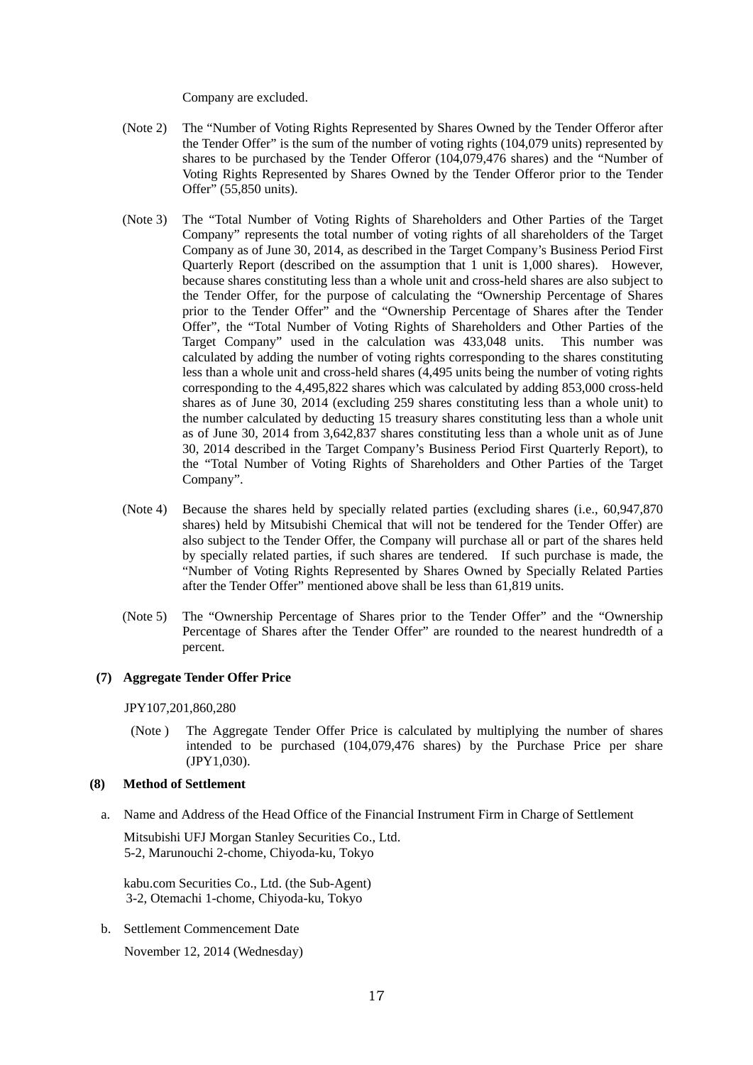Company are excluded.

(Note 2) The "Number of Voting Rights Represented by Shares Owned by the Tender Offeror after the Tender Offer" is the sum of the number of voting rights (104,079 units) represented by shares to be purchased by the Tender Offeror (104,079,476 shares) and the "Number of Voting Rights Represented by Shares Owned by the Tender Offeror prior to the Tender Offer" (55,850 units).

(Note 3) The "Total Number of Voting Rights of Shareholders and Other Parties of the Target Company" represents the total number of voting rights of all shareholders of the Target Company as of June 30, 2014, as described in the Target Company's Business Period First Quarterly Report (described on the assumption that 1 unit is 1,000 shares). However, because shares constituting less than a whole unit and cross-held shares are also subject to the Tender Offer, for the purpose of calculating the "Ownership Percentage of Shares prior to the Tender Offer" and the "Ownership Percentage of Shares after the Tender Offer", the "Total Number of Voting Rights of Shareholders and Other Parties of the Target Company" used in the calculation was 433,048 units. This number was calculated by adding the number of voting rights corresponding to the shares constituting less than a whole unit and cross-held shares (4,495 units being the number of voting rights corresponding to the 4,495,822 shares which was calculated by adding 853,000 cross-held shares as of June 30, 2014 (excluding 259 shares constituting less than a whole unit) to the number calculated by deducting 15 treasury shares constituting less than a whole unit as of June 30, 2014 from 3,642,837 shares constituting less than a whole unit as of June 30, 2014 described in the Target Company's Business Period First Quarterly Report), to the "Total Number of Voting Rights of Shareholders and Other Parties of the Target Company".

(Note 4) Because the shares held by specially related parties (excluding shares (i.e., 60,947,870 shares) held by Mitsubishi Chemical that will not be tendered for the Tender Offer) are also subject to the Tender Offer, the Company will purchase all or part of the shares held by specially related parties, if such shares are tendered. If such purchase is made, the "Number of Voting Rights Represented by Shares Owned by Specially Related Parties after the Tender Offer" mentioned above shall be less than 61,819 units.

(Note 5) The "Ownership Percentage of Shares prior to the Tender Offer" and the "Ownership Percentage of Shares after the Tender Offer" are rounded to the nearest hundredth of a percent.

**(7) Aggregate Tender Offer Price**

JPY107,201,860,280

(Note ) The Aggregate Tender Offer Price is calculated by multiplying the number of shares intended to be purchased (104,079,476 shares) by the Purchase Price per share (JPY1,030).

**(8) Method of Settlement**

a. Name and Address of the Head Office of the Financial Instrument Firm in Charge of Settlement

Mitsubishi UFJ Morgan Stanley Securities Co., Ltd.
5-2, Marunouchi 2-chome, Chiyoda-ku, Tokyo

kabu.com Securities Co., Ltd. (the Sub-Agent)
3-2, Otemachi 1-chome, Chiyoda-ku, Tokyo

b. Settlement Commencement Date

November 12, 2014 (Wednesday)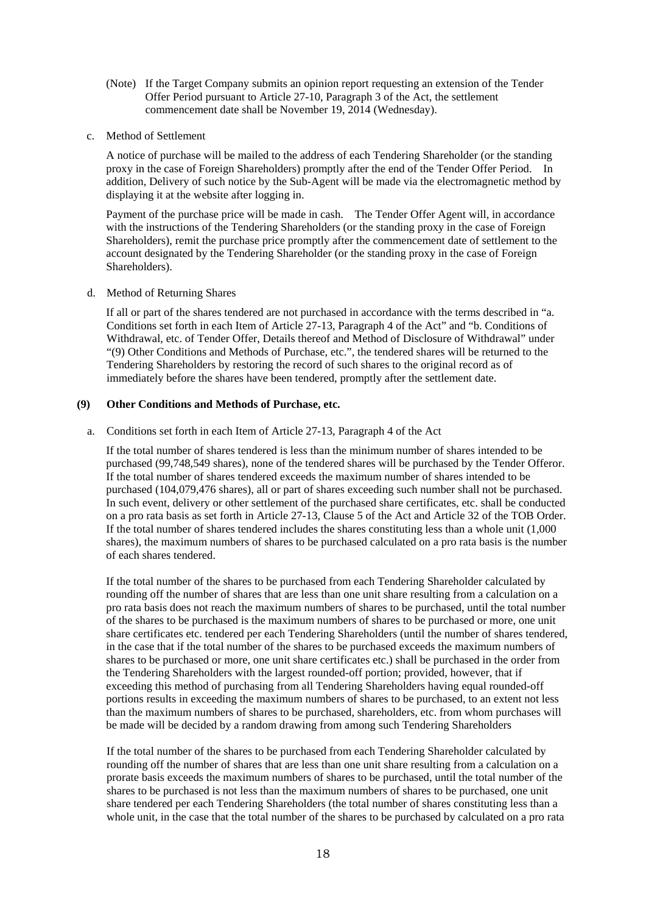(Note) If the Target Company submits an opinion report requesting an extension of the Tender Offer Period pursuant to Article 27-10, Paragraph 3 of the Act, the settlement commencement date shall be November 19, 2014 (Wednesday).

c. Method of Settlement

A notice of purchase will be mailed to the address of each Tendering Shareholder (or the standing proxy in the case of Foreign Shareholders) promptly after the end of the Tender Offer Period. In addition, Delivery of such notice by the Sub-Agent will be made via the electromagnetic method by displaying it at the website after logging in.

Payment of the purchase price will be made in cash. The Tender Offer Agent will, in accordance with the instructions of the Tendering Shareholders (or the standing proxy in the case of Foreign Shareholders), remit the purchase price promptly after the commencement date of settlement to the account designated by the Tendering Shareholder (or the standing proxy in the case of Foreign Shareholders).

d. Method of Returning Shares

If all or part of the shares tendered are not purchased in accordance with the terms described in "a. Conditions set forth in each Item of Article 27-13, Paragraph 4 of the Act" and "b. Conditions of Withdrawal, etc. of Tender Offer, Details thereof and Method of Disclosure of Withdrawal" under "(9) Other Conditions and Methods of Purchase, etc.", the tendered shares will be returned to the Tendering Shareholders by restoring the record of such shares to the original record as of immediately before the shares have been tendered, promptly after the settlement date.

### (9) Other Conditions and Methods of Purchase, etc.

a. Conditions set forth in each Item of Article 27-13, Paragraph 4 of the Act

If the total number of shares tendered is less than the minimum number of shares intended to be purchased (99,748,549 shares), none of the tendered shares will be purchased by the Tender Offeror. If the total number of shares tendered exceeds the maximum number of shares intended to be purchased (104,079,476 shares), all or part of shares exceeding such number shall not be purchased. In such event, delivery or other settlement of the purchased share certificates, etc. shall be conducted on a pro rata basis as set forth in Article 27-13, Clause 5 of the Act and Article 32 of the TOB Order. If the total number of shares tendered includes the shares constituting less than a whole unit (1,000 shares), the maximum numbers of shares to be purchased calculated on a pro rata basis is the number of each shares tendered.

If the total number of the shares to be purchased from each Tendering Shareholder calculated by rounding off the number of shares that are less than one unit share resulting from a calculation on a pro rata basis does not reach the maximum numbers of shares to be purchased, until the total number of the shares to be purchased is the maximum numbers of shares to be purchased or more, one unit share certificates etc. tendered per each Tendering Shareholders (until the number of shares tendered, in the case that if the total number of the shares to be purchased exceeds the maximum numbers of shares to be purchased or more, one unit share certificates etc.) shall be purchased in the order from the Tendering Shareholders with the largest rounded-off portion; provided, however, that if exceeding this method of purchasing from all Tendering Shareholders having equal rounded-off portions results in exceeding the maximum numbers of shares to be purchased, to an extent not less than the maximum numbers of shares to be purchased, shareholders, etc. from whom purchases will be made will be decided by a random drawing from among such Tendering Shareholders

If the total number of the shares to be purchased from each Tendering Shareholder calculated by rounding off the number of shares that are less than one unit share resulting from a calculation on a prorate basis exceeds the maximum numbers of shares to be purchased, until the total number of the shares to be purchased is not less than the maximum numbers of shares to be purchased, one unit share tendered per each Tendering Shareholders (the total number of shares constituting less than a whole unit, in the case that the total number of the shares to be purchased by calculated on a pro rata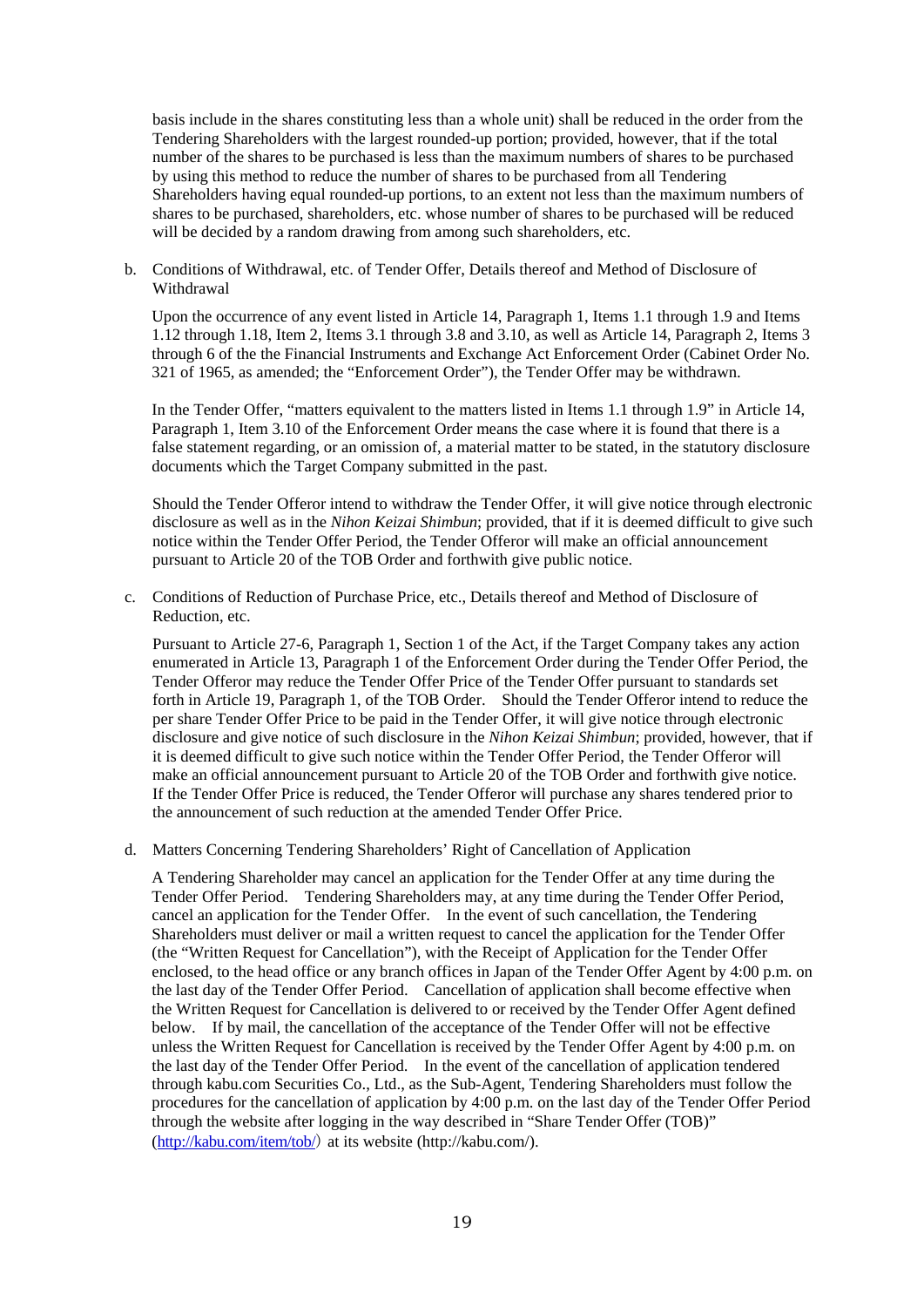basis include in the shares constituting less than a whole unit) shall be reduced in the order from the Tendering Shareholders with the largest rounded-up portion; provided, however, that if the total number of the shares to be purchased is less than the maximum numbers of shares to be purchased by using this method to reduce the number of shares to be purchased from all Tendering Shareholders having equal rounded-up portions, to an extent not less than the maximum numbers of shares to be purchased, shareholders, etc. whose number of shares to be purchased will be reduced will be decided by a random drawing from among such shareholders, etc.

b. Conditions of Withdrawal, etc. of Tender Offer, Details thereof and Method of Disclosure of Withdrawal

Upon the occurrence of any event listed in Article 14, Paragraph 1, Items 1.1 through 1.9 and Items 1.12 through 1.18, Item 2, Items 3.1 through 3.8 and 3.10, as well as Article 14, Paragraph 2, Items 3 through 6 of the the Financial Instruments and Exchange Act Enforcement Order (Cabinet Order No. 321 of 1965, as amended; the "Enforcement Order"), the Tender Offer may be withdrawn.

In the Tender Offer, "matters equivalent to the matters listed in Items 1.1 through 1.9" in Article 14, Paragraph 1, Item 3.10 of the Enforcement Order means the case where it is found that there is a false statement regarding, or an omission of, a material matter to be stated, in the statutory disclosure documents which the Target Company submitted in the past.

Should the Tender Offeror intend to withdraw the Tender Offer, it will give notice through electronic disclosure as well as in the *Nihon Keizai Shimbun*; provided, that if it is deemed difficult to give such notice within the Tender Offer Period, the Tender Offeror will make an official announcement pursuant to Article 20 of the TOB Order and forthwith give public notice.

c. Conditions of Reduction of Purchase Price, etc., Details thereof and Method of Disclosure of Reduction, etc.

Pursuant to Article 27-6, Paragraph 1, Section 1 of the Act, if the Target Company takes any action enumerated in Article 13, Paragraph 1 of the Enforcement Order during the Tender Offer Period, the Tender Offeror may reduce the Tender Offer Price of the Tender Offer pursuant to standards set forth in Article 19, Paragraph 1, of the TOB Order.  Should the Tender Offeror intend to reduce the per share Tender Offer Price to be paid in the Tender Offer, it will give notice through electronic disclosure and give notice of such disclosure in the *Nihon Keizai Shimbun*; provided, however, that if it is deemed difficult to give such notice within the Tender Offer Period, the Tender Offeror will make an official announcement pursuant to Article 20 of the TOB Order and forthwith give notice. If the Tender Offer Price is reduced, the Tender Offeror will purchase any shares tendered prior to the announcement of such reduction at the amended Tender Offer Price.

d. Matters Concerning Tendering Shareholders' Right of Cancellation of Application

A Tendering Shareholder may cancel an application for the Tender Offer at any time during the Tender Offer Period.  Tendering Shareholders may, at any time during the Tender Offer Period, cancel an application for the Tender Offer.  In the event of such cancellation, the Tendering Shareholders must deliver or mail a written request to cancel the application for the Tender Offer (the "Written Request for Cancellation"), with the Receipt of Application for the Tender Offer enclosed, to the head office or any branch offices in Japan of the Tender Offer Agent by 4:00 p.m. on the last day of the Tender Offer Period.  Cancellation of application shall become effective when the Written Request for Cancellation is delivered to or received by the Tender Offer Agent defined below.  If by mail, the cancellation of the acceptance of the Tender Offer will not be effective unless the Written Request for Cancellation is received by the Tender Offer Agent by 4:00 p.m. on the last day of the Tender Offer Period.  In the event of the cancellation of application tendered through kabu.com Securities Co., Ltd., as the Sub-Agent, Tendering Shareholders must follow the procedures for the cancellation of application by 4:00 p.m. on the last day of the Tender Offer Period through the website after logging in the way described in "Share Tender Offer (TOB)" (http://kabu.com/item/tob/) at its website (http://kabu.com/).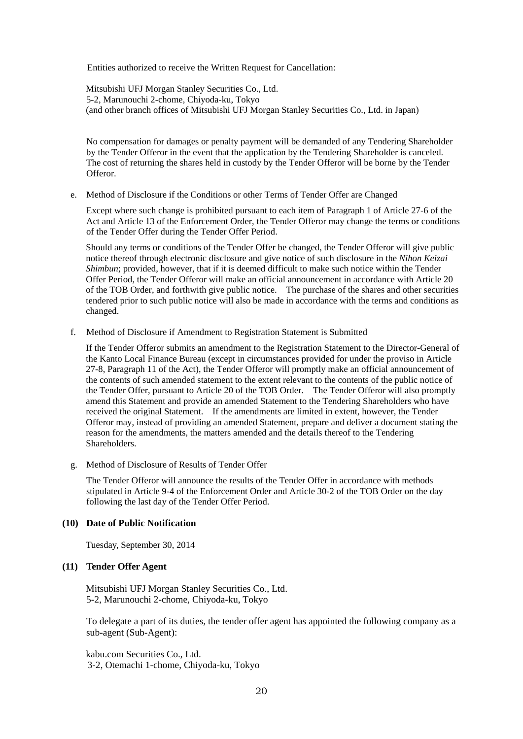Entities authorized to receive the Written Request for Cancellation:

Mitsubishi UFJ Morgan Stanley Securities Co., Ltd.
5-2, Marunouchi 2-chome, Chiyoda-ku, Tokyo
(and other branch offices of Mitsubishi UFJ Morgan Stanley Securities Co., Ltd. in Japan)

No compensation for damages or penalty payment will be demanded of any Tendering Shareholder by the Tender Offeror in the event that the application by the Tendering Shareholder is canceled. The cost of returning the shares held in custody by the Tender Offeror will be borne by the Tender Offeror.

e. Method of Disclosure if the Conditions or other Terms of Tender Offer are Changed

Except where such change is prohibited pursuant to each item of Paragraph 1 of Article 27-6 of the Act and Article 13 of the Enforcement Order, the Tender Offeror may change the terms or conditions of the Tender Offer during the Tender Offer Period.

Should any terms or conditions of the Tender Offer be changed, the Tender Offeror will give public notice thereof through electronic disclosure and give notice of such disclosure in the *Nihon Keizai Shimbun*; provided, however, that if it is deemed difficult to make such notice within the Tender Offer Period, the Tender Offeror will make an official announcement in accordance with Article 20 of the TOB Order, and forthwith give public notice. The purchase of the shares and other securities tendered prior to such public notice will also be made in accordance with the terms and conditions as changed.

f. Method of Disclosure if Amendment to Registration Statement is Submitted

If the Tender Offeror submits an amendment to the Registration Statement to the Director-General of the Kanto Local Finance Bureau (except in circumstances provided for under the proviso in Article 27-8, Paragraph 11 of the Act), the Tender Offeror will promptly make an official announcement of the contents of such amended statement to the extent relevant to the contents of the public notice of the Tender Offer, pursuant to Article 20 of the TOB Order. The Tender Offeror will also promptly amend this Statement and provide an amended Statement to the Tendering Shareholders who have received the original Statement. If the amendments are limited in extent, however, the Tender Offeror may, instead of providing an amended Statement, prepare and deliver a document stating the reason for the amendments, the matters amended and the details thereof to the Tendering Shareholders.

g. Method of Disclosure of Results of Tender Offer

The Tender Offeror will announce the results of the Tender Offer in accordance with methods stipulated in Article 9-4 of the Enforcement Order and Article 30-2 of the TOB Order on the day following the last day of the Tender Offer Period.

**(10) Date of Public Notification**

Tuesday, September 30, 2014

**(11) Tender Offer Agent**

Mitsubishi UFJ Morgan Stanley Securities Co., Ltd.
5-2, Marunouchi 2-chome, Chiyoda-ku, Tokyo

To delegate a part of its duties, the tender offer agent has appointed the following company as a sub-agent (Sub-Agent):

kabu.com Securities Co., Ltd.
3-2, Otemachi 1-chome, Chiyoda-ku, Tokyo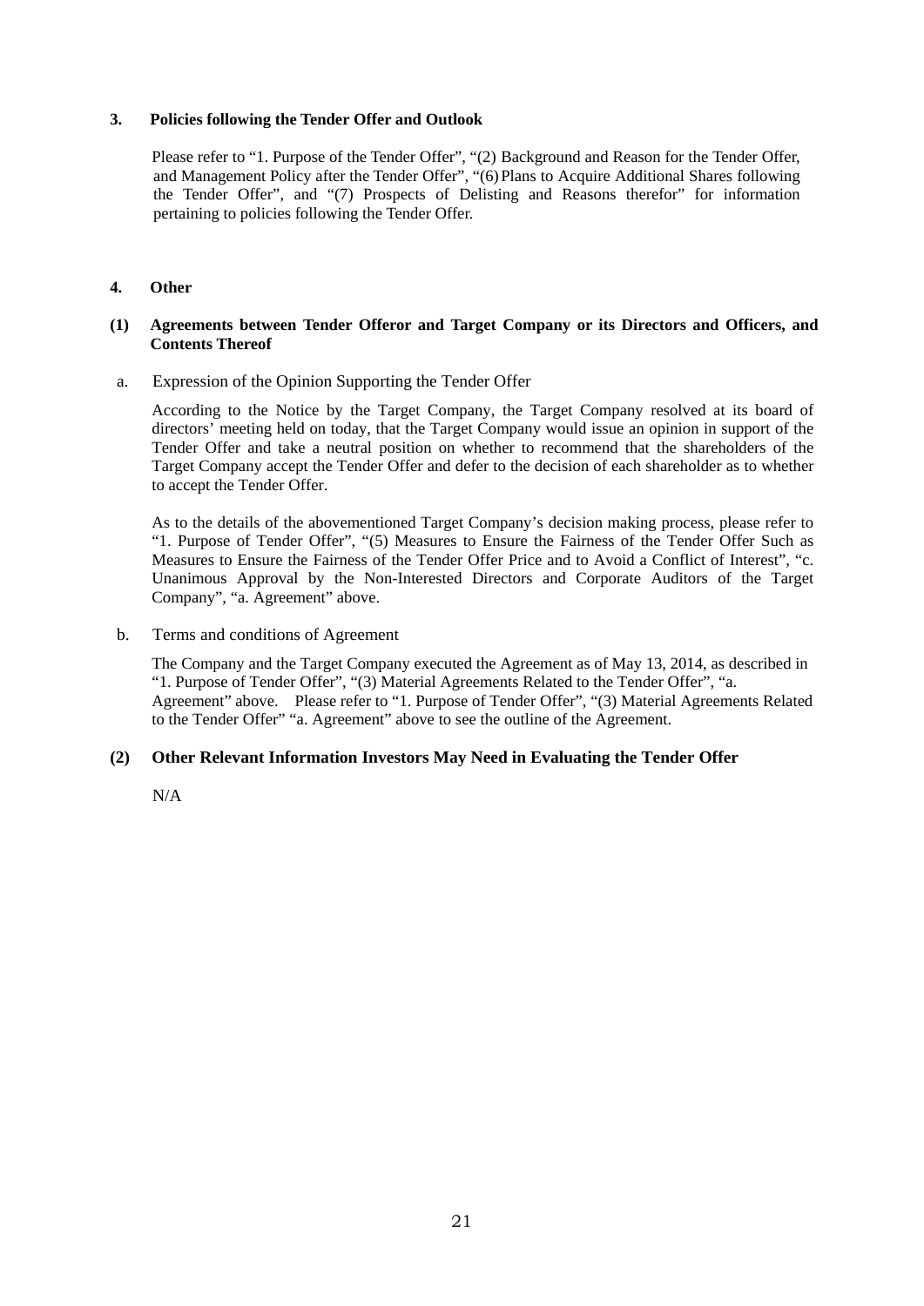## 3. Policies following the Tender Offer and Outlook

Please refer to "1. Purpose of the Tender Offer", "(2) Background and Reason for the Tender Offer, and Management Policy after the Tender Offer", "(6) Plans to Acquire Additional Shares following the Tender Offer", and "(7) Prospects of Delisting and Reasons therefor" for information pertaining to policies following the Tender Offer.

## 4. Other

### (1) Agreements between Tender Offeror and Target Company or its Directors and Officers, and Contents Thereof

a. Expression of the Opinion Supporting the Tender Offer

According to the Notice by the Target Company, the Target Company resolved at its board of directors' meeting held on today, that the Target Company would issue an opinion in support of the Tender Offer and take a neutral position on whether to recommend that the shareholders of the Target Company accept the Tender Offer and defer to the decision of each shareholder as to whether to accept the Tender Offer.

As to the details of the abovementioned Target Company's decision making process, please refer to "1. Purpose of Tender Offer", "(5) Measures to Ensure the Fairness of the Tender Offer Such as Measures to Ensure the Fairness of the Tender Offer Price and to Avoid a Conflict of Interest", "c. Unanimous Approval by the Non-Interested Directors and Corporate Auditors of the Target Company", "a. Agreement" above.

b. Terms and conditions of Agreement

The Company and the Target Company executed the Agreement as of May 13, 2014, as described in "1. Purpose of Tender Offer", "(3) Material Agreements Related to the Tender Offer", "a. Agreement" above. Please refer to "1. Purpose of Tender Offer", "(3) Material Agreements Related to the Tender Offer" "a. Agreement" above to see the outline of the Agreement.

### (2) Other Relevant Information Investors May Need in Evaluating the Tender Offer

N/A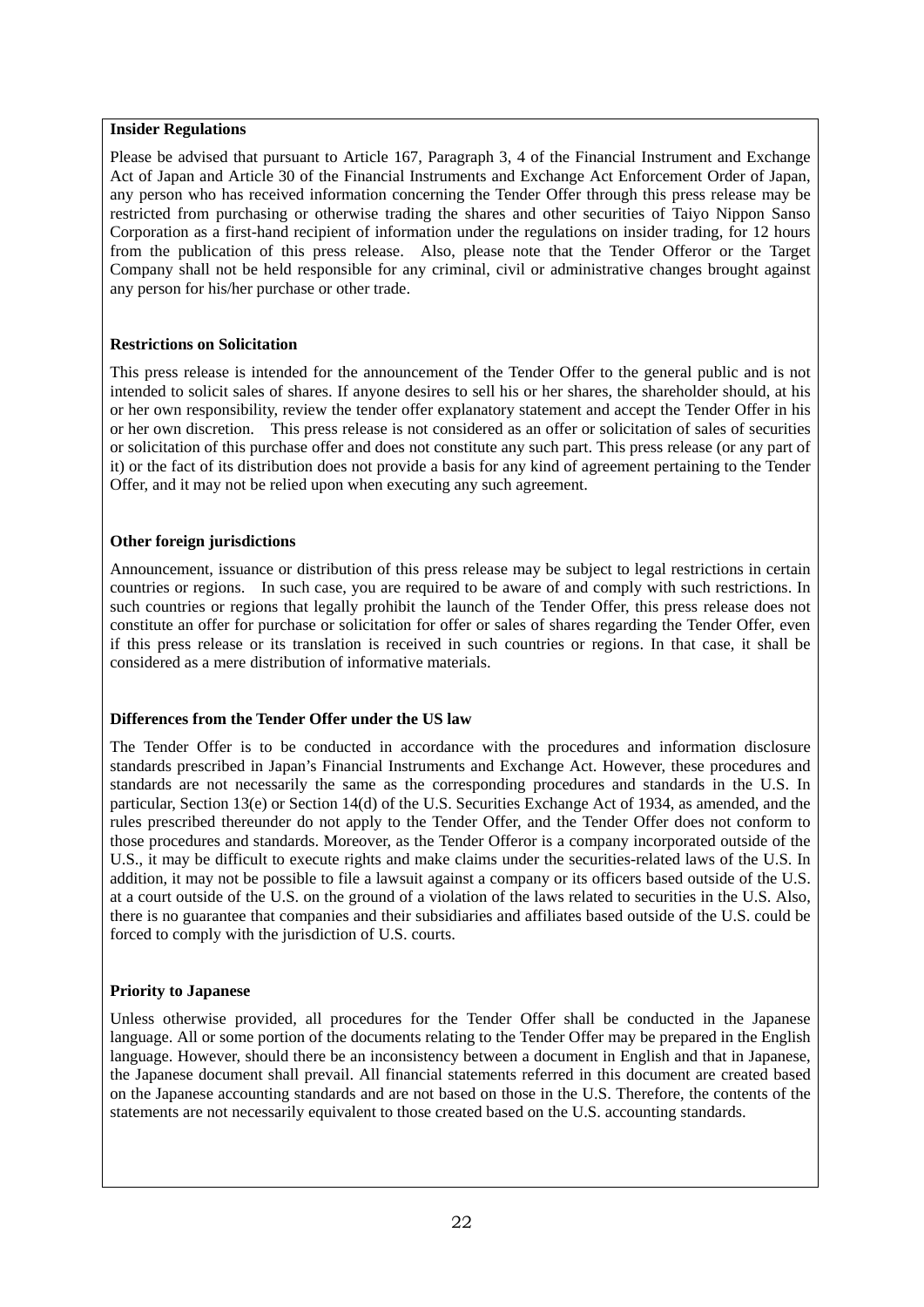**Insider Regulations**

Please be advised that pursuant to Article 167, Paragraph 3, 4 of the Financial Instrument and Exchange Act of Japan and Article 30 of the Financial Instruments and Exchange Act Enforcement Order of Japan, any person who has received information concerning the Tender Offer through this press release may be restricted from purchasing or otherwise trading the shares and other securities of Taiyo Nippon Sanso Corporation as a first-hand recipient of information under the regulations on insider trading, for 12 hours from the publication of this press release. Also, please note that the Tender Offeror or the Target Company shall not be held responsible for any criminal, civil or administrative changes brought against any person for his/her purchase or other trade.

**Restrictions on Solicitation**

This press release is intended for the announcement of the Tender Offer to the general public and is not intended to solicit sales of shares. If anyone desires to sell his or her shares, the shareholder should, at his or her own responsibility, review the tender offer explanatory statement and accept the Tender Offer in his or her own discretion. This press release is not considered as an offer or solicitation of sales of securities or solicitation of this purchase offer and does not constitute any such part. This press release (or any part of it) or the fact of its distribution does not provide a basis for any kind of agreement pertaining to the Tender Offer, and it may not be relied upon when executing any such agreement.

**Other foreign jurisdictions**

Announcement, issuance or distribution of this press release may be subject to legal restrictions in certain countries or regions. In such case, you are required to be aware of and comply with such restrictions. In such countries or regions that legally prohibit the launch of the Tender Offer, this press release does not constitute an offer for purchase or solicitation for offer or sales of shares regarding the Tender Offer, even if this press release or its translation is received in such countries or regions. In that case, it shall be considered as a mere distribution of informative materials.

**Differences from the Tender Offer under the US law**

The Tender Offer is to be conducted in accordance with the procedures and information disclosure standards prescribed in Japan's Financial Instruments and Exchange Act. However, these procedures and standards are not necessarily the same as the corresponding procedures and standards in the U.S. In particular, Section 13(e) or Section 14(d) of the U.S. Securities Exchange Act of 1934, as amended, and the rules prescribed thereunder do not apply to the Tender Offer, and the Tender Offer does not conform to those procedures and standards. Moreover, as the Tender Offeror is a company incorporated outside of the U.S., it may be difficult to execute rights and make claims under the securities-related laws of the U.S. In addition, it may not be possible to file a lawsuit against a company or its officers based outside of the U.S. at a court outside of the U.S. on the ground of a violation of the laws related to securities in the U.S. Also, there is no guarantee that companies and their subsidiaries and affiliates based outside of the U.S. could be forced to comply with the jurisdiction of U.S. courts.

**Priority to Japanese**

Unless otherwise provided, all procedures for the Tender Offer shall be conducted in the Japanese language. All or some portion of the documents relating to the Tender Offer may be prepared in the English language. However, should there be an inconsistency between a document in English and that in Japanese, the Japanese document shall prevail. All financial statements referred in this document are created based on the Japanese accounting standards and are not based on those in the U.S. Therefore, the contents of the statements are not necessarily equivalent to those created based on the U.S. accounting standards.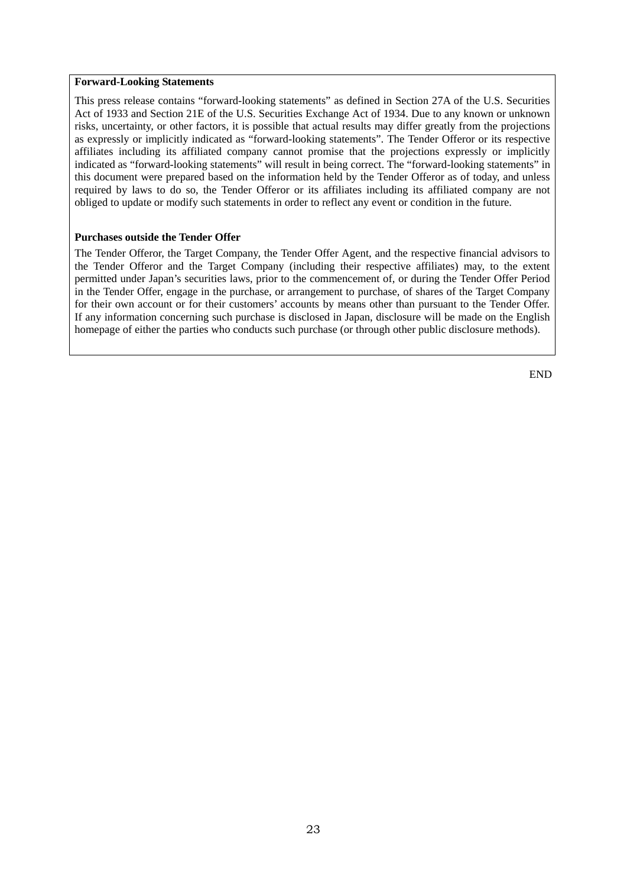**Forward-Looking Statements**

This press release contains "forward-looking statements" as defined in Section 27A of the U.S. Securities Act of 1933 and Section 21E of the U.S. Securities Exchange Act of 1934. Due to any known or unknown risks, uncertainty, or other factors, it is possible that actual results may differ greatly from the projections as expressly or implicitly indicated as "forward-looking statements". The Tender Offeror or its respective affiliates including its affiliated company cannot promise that the projections expressly or implicitly indicated as "forward-looking statements" will result in being correct. The "forward-looking statements" in this document were prepared based on the information held by the Tender Offeror as of today, and unless required by laws to do so, the Tender Offeror or its affiliates including its affiliated company are not obliged to update or modify such statements in order to reflect any event or condition in the future.

**Purchases outside the Tender Offer**

The Tender Offeror, the Target Company, the Tender Offer Agent, and the respective financial advisors to the Tender Offeror and the Target Company (including their respective affiliates) may, to the extent permitted under Japan's securities laws, prior to the commencement of, or during the Tender Offer Period in the Tender Offer, engage in the purchase, or arrangement to purchase, of shares of the Target Company for their own account or for their customers' accounts by means other than pursuant to the Tender Offer. If any information concerning such purchase is disclosed in Japan, disclosure will be made on the English homepage of either the parties who conducts such purchase (or through other public disclosure methods).

END